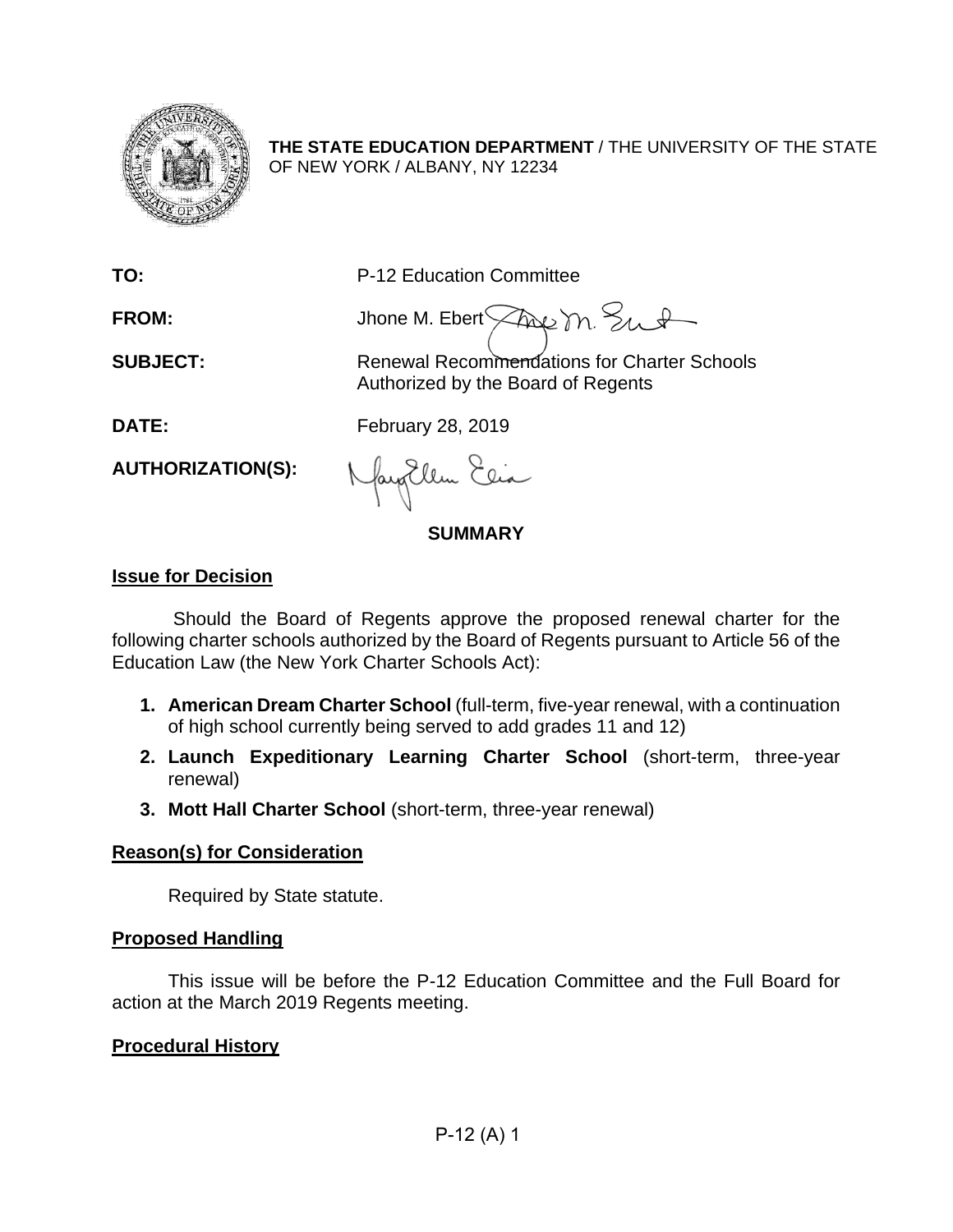**THE STATE EDUCATION DEPARTMENT** / THE UNIVERSITY OF THE STATE OF NEW YORK / ALBANY, NY 12234

**TO:** P-12 Education Committee

**FROM:** Jhone M. Ebert

**SUBJECT:** Renewal Recommendations for Charter Schools Authorized by the Board of Regents

**DATE:** February 28, 2019

**AUTHORIZATION(S):**

## SUMMARY

### Issue for Decision

Should the Board of Regents approve the proposed renewal charter for the following charter schools authorized by the Board of Regents pursuant to Article 56 of the Education Law (the New York Charter Schools Act):

1. **American Dream Charter School** (full-term, five-year renewal, with a continuation of high school currently being served to add grades 11 and 12)
2. **Launch Expeditionary Learning Charter School** (short-term, three-year renewal)
3. **Mott Hall Charter School** (short-term, three-year renewal)

### Reason(s) for Consideration

Required by State statute.

### Proposed Handling

This issue will be before the P-12 Education Committee and the Full Board for action at the March 2019 Regents meeting.

### Procedural History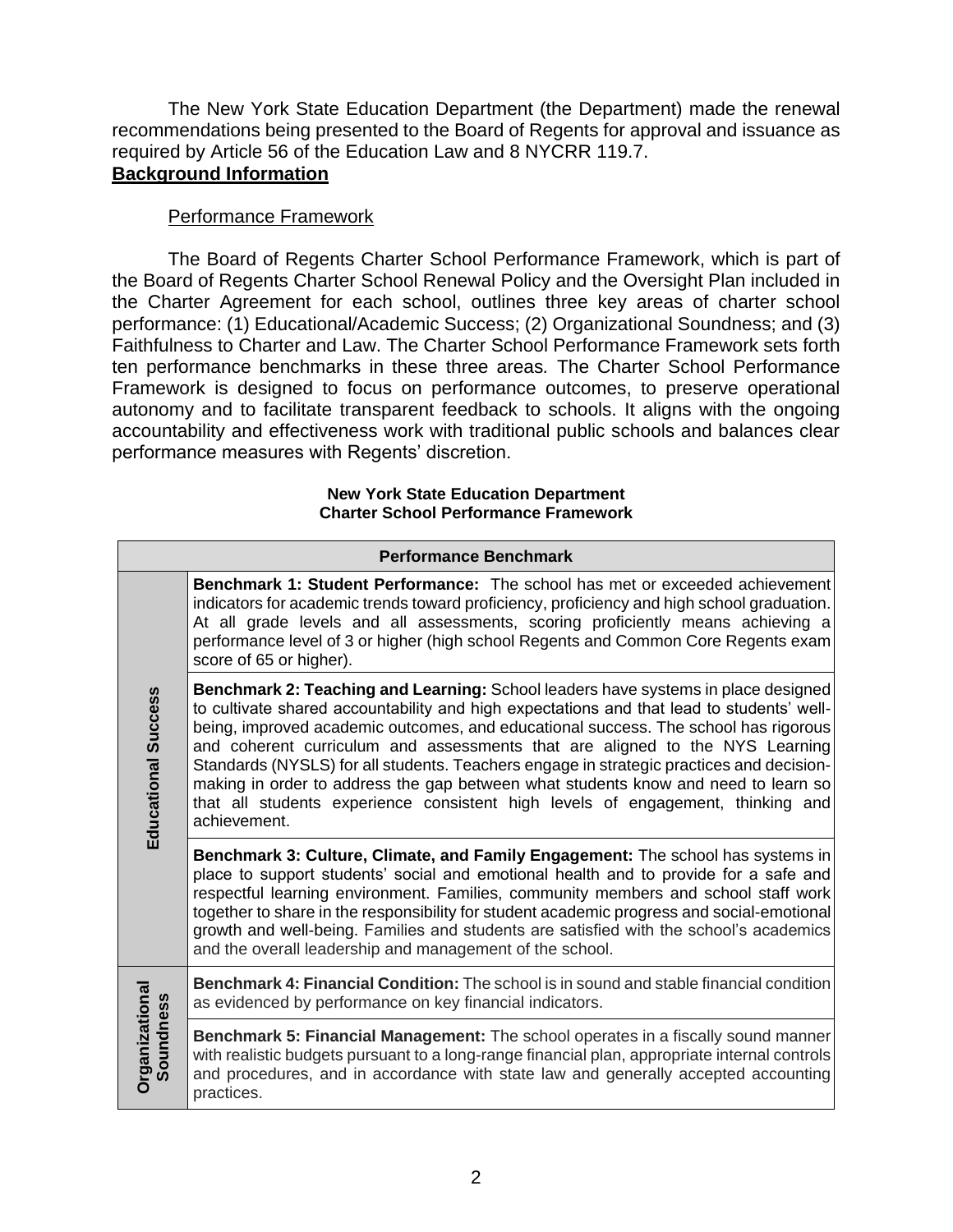The New York State Education Department (the Department) made the renewal recommendations being presented to the Board of Regents for approval and issuance as required by Article 56 of the Education Law and 8 NYCRR 119.7.

**Background Information**

Performance Framework

The Board of Regents Charter School Performance Framework, which is part of the Board of Regents Charter School Renewal Policy and the Oversight Plan included in the Charter Agreement for each school, outlines three key areas of charter school performance: (1) Educational/Academic Success; (2) Organizational Soundness; and (3) Faithfulness to Charter and Law. The Charter School Performance Framework sets forth ten performance benchmarks in these three areas. The Charter School Performance Framework is designed to focus on performance outcomes, to preserve operational autonomy and to facilitate transparent feedback to schools. It aligns with the ongoing accountability and effectiveness work with traditional public schools and balances clear performance measures with Regents' discretion.

**New York State Education Department**
**Charter School Performance Framework**

| | Performance Benchmark |
|---|---|
| **Educational Success** | **Benchmark 1: Student Performance:** The school has met or exceeded achievement indicators for academic trends toward proficiency, proficiency and high school graduation. At all grade levels and all assessments, scoring proficiently means achieving a performance level of 3 or higher (high school Regents and Common Core Regents exam score of 65 or higher). |
| | **Benchmark 2: Teaching and Learning:** School leaders have systems in place designed to cultivate shared accountability and high expectations and that lead to students' well-being, improved academic outcomes, and educational success. The school has rigorous and coherent curriculum and assessments that are aligned to the NYS Learning Standards (NYSLS) for all students. Teachers engage in strategic practices and decision-making in order to address the gap between what students know and need to learn so that all students experience consistent high levels of engagement, thinking and achievement. |
| | **Benchmark 3: Culture, Climate, and Family Engagement:** The school has systems in place to support students' social and emotional health and to provide for a safe and respectful learning environment. Families, community members and school staff work together to share in the responsibility for student academic progress and social-emotional growth and well-being. Families and students are satisfied with the school's academics and the overall leadership and management of the school. |
| **Organizational Soundness** | **Benchmark 4: Financial Condition:** The school is in sound and stable financial condition as evidenced by performance on key financial indicators. |
| | **Benchmark 5: Financial Management:** The school operates in a fiscally sound manner with realistic budgets pursuant to a long-range financial plan, appropriate internal controls and procedures, and in accordance with state law and generally accepted accounting practices. |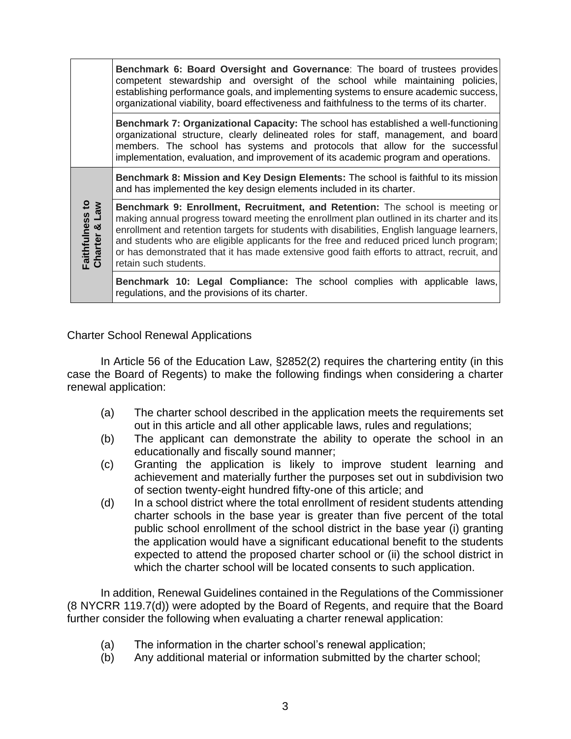| | |
|---|---|
| | **Benchmark 6: Board Oversight and Governance**: The board of trustees provides competent stewardship and oversight of the school while maintaining policies, establishing performance goals, and implementing systems to ensure academic success, organizational viability, board effectiveness and faithfulness to the terms of its charter. |
| | **Benchmark 7: Organizational Capacity:** The school has established a well-functioning organizational structure, clearly delineated roles for staff, management, and board members. The school has systems and protocols that allow for the successful implementation, evaluation, and improvement of its academic program and operations. |
| **Faithfulness to Charter & Law** | **Benchmark 8: Mission and Key Design Elements:** The school is faithful to its mission and has implemented the key design elements included in its charter. |
| | **Benchmark 9: Enrollment, Recruitment, and Retention:** The school is meeting or making annual progress toward meeting the enrollment plan outlined in its charter and its enrollment and retention targets for students with disabilities, English language learners, and students who are eligible applicants for the free and reduced priced lunch program; or has demonstrated that it has made extensive good faith efforts to attract, recruit, and retain such students. |
| | **Benchmark 10: Legal Compliance:** The school complies with applicable laws, regulations, and the provisions of its charter. |

Charter School Renewal Applications

In Article 56 of the Education Law, §2852(2) requires the chartering entity (in this case the Board of Regents) to make the following findings when considering a charter renewal application:

(a) The charter school described in the application meets the requirements set out in this article and all other applicable laws, rules and regulations;
(b) The applicant can demonstrate the ability to operate the school in an educationally and fiscally sound manner;
(c) Granting the application is likely to improve student learning and achievement and materially further the purposes set out in subdivision two of section twenty-eight hundred fifty-one of this article; and
(d) In a school district where the total enrollment of resident students attending charter schools in the base year is greater than five percent of the total public school enrollment of the school district in the base year (i) granting the application would have a significant educational benefit to the students expected to attend the proposed charter school or (ii) the school district in which the charter school will be located consents to such application.

In addition, Renewal Guidelines contained in the Regulations of the Commissioner (8 NYCRR 119.7(d)) were adopted by the Board of Regents, and require that the Board further consider the following when evaluating a charter renewal application:

(a) The information in the charter school's renewal application;
(b) Any additional material or information submitted by the charter school;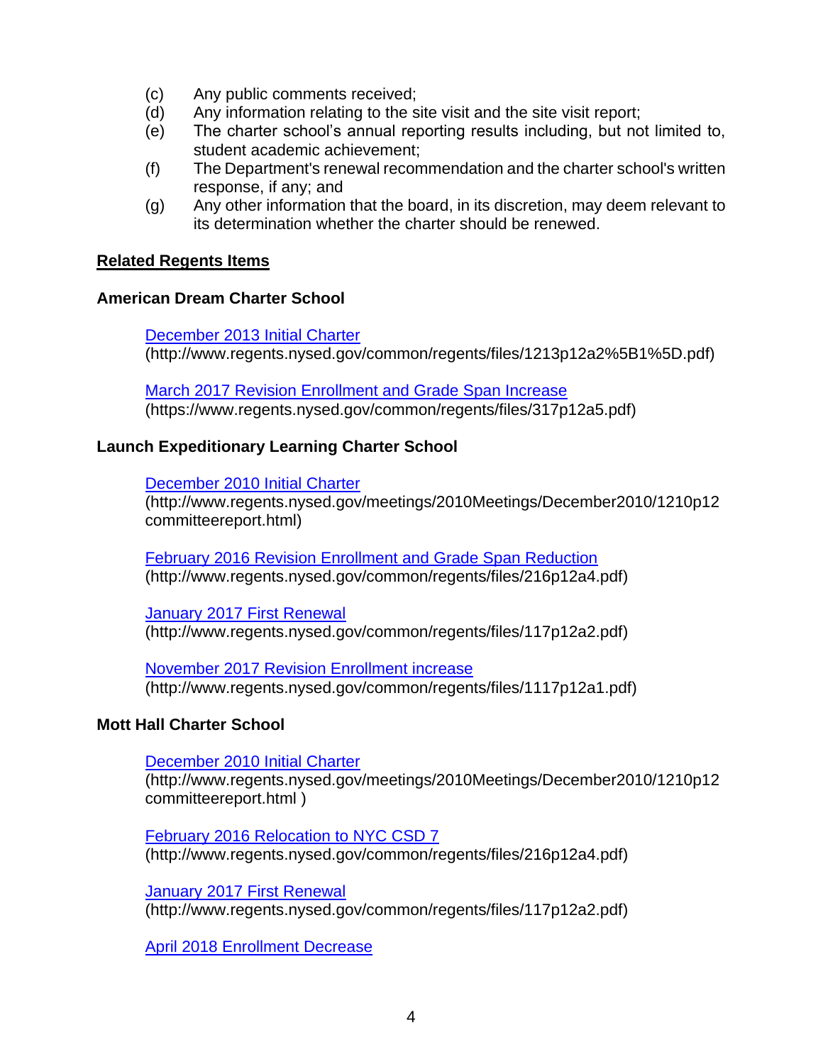(c) Any public comments received;
(d) Any information relating to the site visit and the site visit report;
(e) The charter school's annual reporting results including, but not limited to, student academic achievement;
(f) The Department's renewal recommendation and the charter school's written response, if any; and
(g) Any other information that the board, in its discretion, may deem relevant to its determination whether the charter should be renewed.

**Related Regents Items**

**American Dream Charter School**

December 2013 Initial Charter
(http://www.regents.nysed.gov/common/regents/files/1213p12a2%5B1%5D.pdf)

March 2017 Revision Enrollment and Grade Span Increase
(https://www.regents.nysed.gov/common/regents/files/317p12a5.pdf)

**Launch Expeditionary Learning Charter School**

December 2010 Initial Charter
(http://www.regents.nysed.gov/meetings/2010Meetings/December2010/1210p12committeereport.html)

February 2016 Revision Enrollment and Grade Span Reduction
(http://www.regents.nysed.gov/common/regents/files/216p12a4.pdf)

January 2017 First Renewal
(http://www.regents.nysed.gov/common/regents/files/117p12a2.pdf)

November 2017 Revision Enrollment increase
(http://www.regents.nysed.gov/common/regents/files/1117p12a1.pdf)

**Mott Hall Charter School**

December 2010 Initial Charter
(http://www.regents.nysed.gov/meetings/2010Meetings/December2010/1210p12committeereport.html )

February 2016 Relocation to NYC CSD 7
(http://www.regents.nysed.gov/common/regents/files/216p12a4.pdf)

January 2017 First Renewal
(http://www.regents.nysed.gov/common/regents/files/117p12a2.pdf)

April 2018 Enrollment Decrease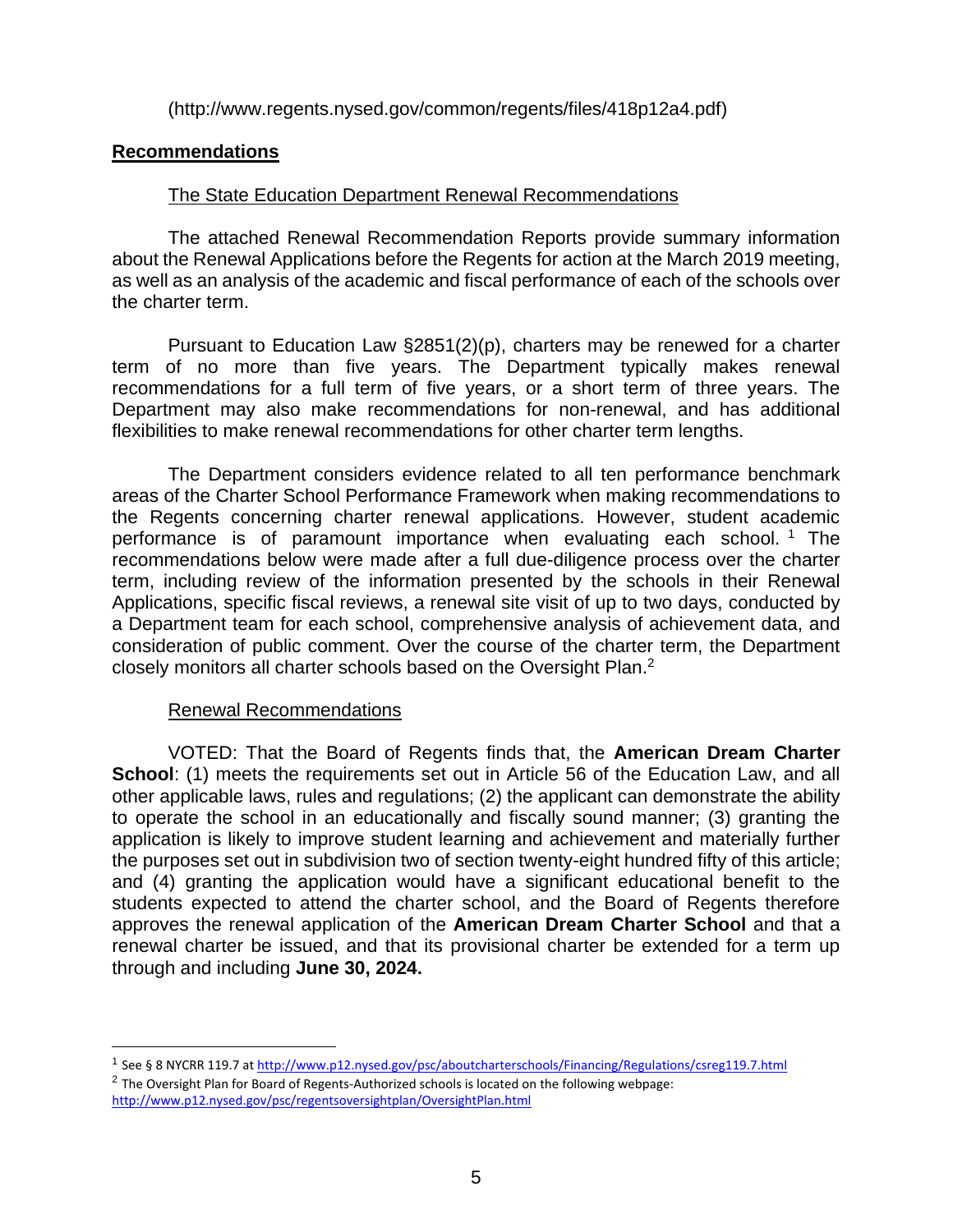(http://www.regents.nysed.gov/common/regents/files/418p12a4.pdf)

## Recommendations

### The State Education Department Renewal Recommendations

The attached Renewal Recommendation Reports provide summary information about the Renewal Applications before the Regents for action at the March 2019 meeting, as well as an analysis of the academic and fiscal performance of each of the schools over the charter term.

Pursuant to Education Law §2851(2)(p), charters may be renewed for a charter term of no more than five years. The Department typically makes renewal recommendations for a full term of five years, or a short term of three years. The Department may also make recommendations for non-renewal, and has additional flexibilities to make renewal recommendations for other charter term lengths.

The Department considers evidence related to all ten performance benchmark areas of the Charter School Performance Framework when making recommendations to the Regents concerning charter renewal applications. However, student academic performance is of paramount importance when evaluating each school. [1] The recommendations below were made after a full due-diligence process over the charter term, including review of the information presented by the schools in their Renewal Applications, specific fiscal reviews, a renewal site visit of up to two days, conducted by a Department team for each school, comprehensive analysis of achievement data, and consideration of public comment. Over the course of the charter term, the Department closely monitors all charter schools based on the Oversight Plan.[2]

### Renewal Recommendations

VOTED: That the Board of Regents finds that, the **American Dream Charter School**: (1) meets the requirements set out in Article 56 of the Education Law, and all other applicable laws, rules and regulations; (2) the applicant can demonstrate the ability to operate the school in an educationally and fiscally sound manner; (3) granting the application is likely to improve student learning and achievement and materially further the purposes set out in subdivision two of section twenty-eight hundred fifty of this article; and (4) granting the application would have a significant educational benefit to the students expected to attend the charter school, and the Board of Regents therefore approves the renewal application of the **American Dream Charter School** and that a renewal charter be issued, and that its provisional charter be extended for a term up through and including **June 30, 2024.**

---

[1] See § 8 NYCRR 119.7 at http://www.p12.nysed.gov/psc/aboutcharterschools/Financing/Regulations/csreg119.7.html

[2] The Oversight Plan for Board of Regents-Authorized schools is located on the following webpage: http://www.p12.nysed.gov/psc/regentsoversightplan/OversightPlan.html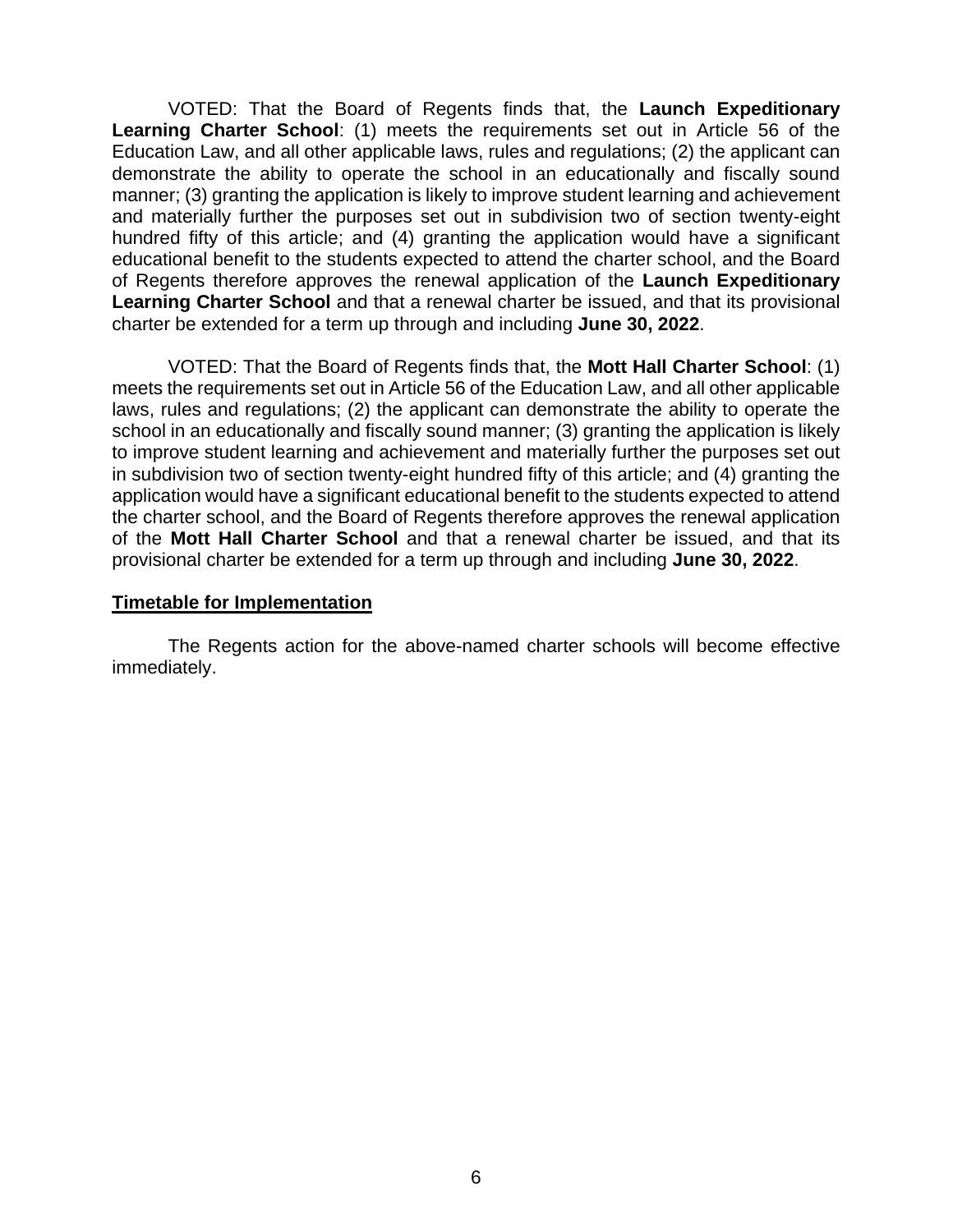VOTED: That the Board of Regents finds that, the **Launch Expeditionary Learning Charter School**: (1) meets the requirements set out in Article 56 of the Education Law, and all other applicable laws, rules and regulations; (2) the applicant can demonstrate the ability to operate the school in an educationally and fiscally sound manner; (3) granting the application is likely to improve student learning and achievement and materially further the purposes set out in subdivision two of section twenty-eight hundred fifty of this article; and (4) granting the application would have a significant educational benefit to the students expected to attend the charter school, and the Board of Regents therefore approves the renewal application of the **Launch Expeditionary Learning Charter School** and that a renewal charter be issued, and that its provisional charter be extended for a term up through and including **June 30, 2022**.

VOTED: That the Board of Regents finds that, the **Mott Hall Charter School**: (1) meets the requirements set out in Article 56 of the Education Law, and all other applicable laws, rules and regulations; (2) the applicant can demonstrate the ability to operate the school in an educationally and fiscally sound manner; (3) granting the application is likely to improve student learning and achievement and materially further the purposes set out in subdivision two of section twenty-eight hundred fifty of this article; and (4) granting the application would have a significant educational benefit to the students expected to attend the charter school, and the Board of Regents therefore approves the renewal application of the **Mott Hall Charter School** and that a renewal charter be issued, and that its provisional charter be extended for a term up through and including **June 30, 2022**.

**Timetable for Implementation**

The Regents action for the above-named charter schools will become effective immediately.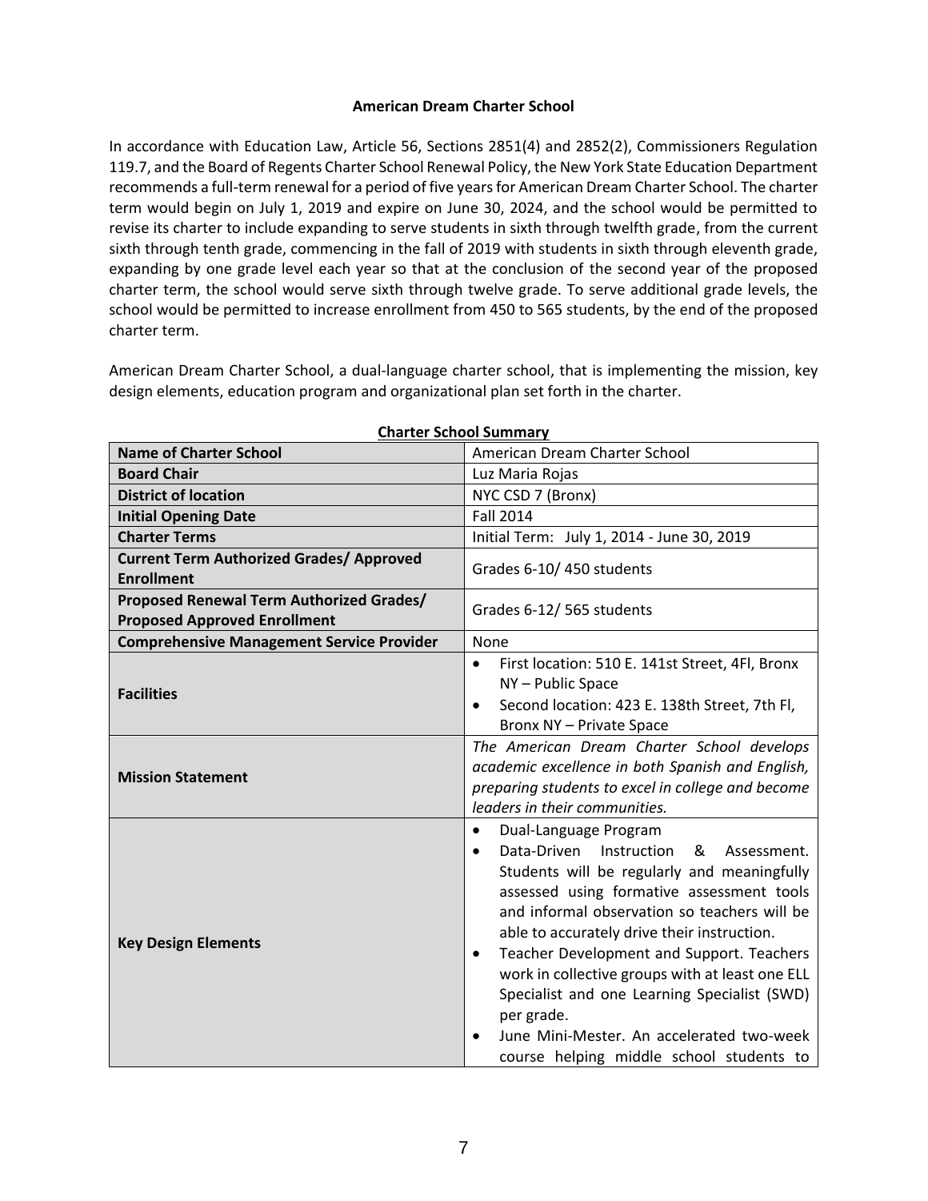**American Dream Charter School**

In accordance with Education Law, Article 56, Sections 2851(4) and 2852(2), Commissioners Regulation 119.7, and the Board of Regents Charter School Renewal Policy, the New York State Education Department recommends a full-term renewal for a period of five years for American Dream Charter School. The charter term would begin on July 1, 2019 and expire on June 30, 2024, and the school would be permitted to revise its charter to include expanding to serve students in sixth through twelfth grade, from the current sixth through tenth grade, commencing in the fall of 2019 with students in sixth through eleventh grade, expanding by one grade level each year so that at the conclusion of the second year of the proposed charter term, the school would serve sixth through twelve grade. To serve additional grade levels, the school would be permitted to increase enrollment from 450 to 565 students, by the end of the proposed charter term.

American Dream Charter School, a dual-language charter school, that is implementing the mission, key design elements, education program and organizational plan set forth in the charter.

**Charter School Summary**

| **Name of Charter School** | American Dream Charter School |
|---|---|
| **Board Chair** | Luz Maria Rojas |
| **District of location** | NYC CSD 7 (Bronx) |
| **Initial Opening Date** | Fall 2014 |
| **Charter Terms** | Initial Term: July 1, 2014 - June 30, 2019 |
| **Current Term Authorized Grades/ Approved Enrollment** | Grades 6-10/ 450 students |
| **Proposed Renewal Term Authorized Grades/ Proposed Approved Enrollment** | Grades 6-12/ 565 students |
| **Comprehensive Management Service Provider** | None |
| **Facilities** | • First location: 510 E. 141st Street, 4Fl, Bronx NY – Public Space<br>• Second location: 423 E. 138th Street, 7th Fl, Bronx NY – Private Space |
| **Mission Statement** | *The American Dream Charter School develops academic excellence in both Spanish and English, preparing students to excel in college and become leaders in their communities.* |
| **Key Design Elements** | • Dual-Language Program<br>• Data-Driven Instruction & Assessment. Students will be regularly and meaningfully assessed using formative assessment tools and informal observation so teachers will be able to accurately drive their instruction.<br>• Teacher Development and Support. Teachers work in collective groups with at least one ELL Specialist and one Learning Specialist (SWD) per grade.<br>• June Mini-Mester. An accelerated two-week course helping middle school students to |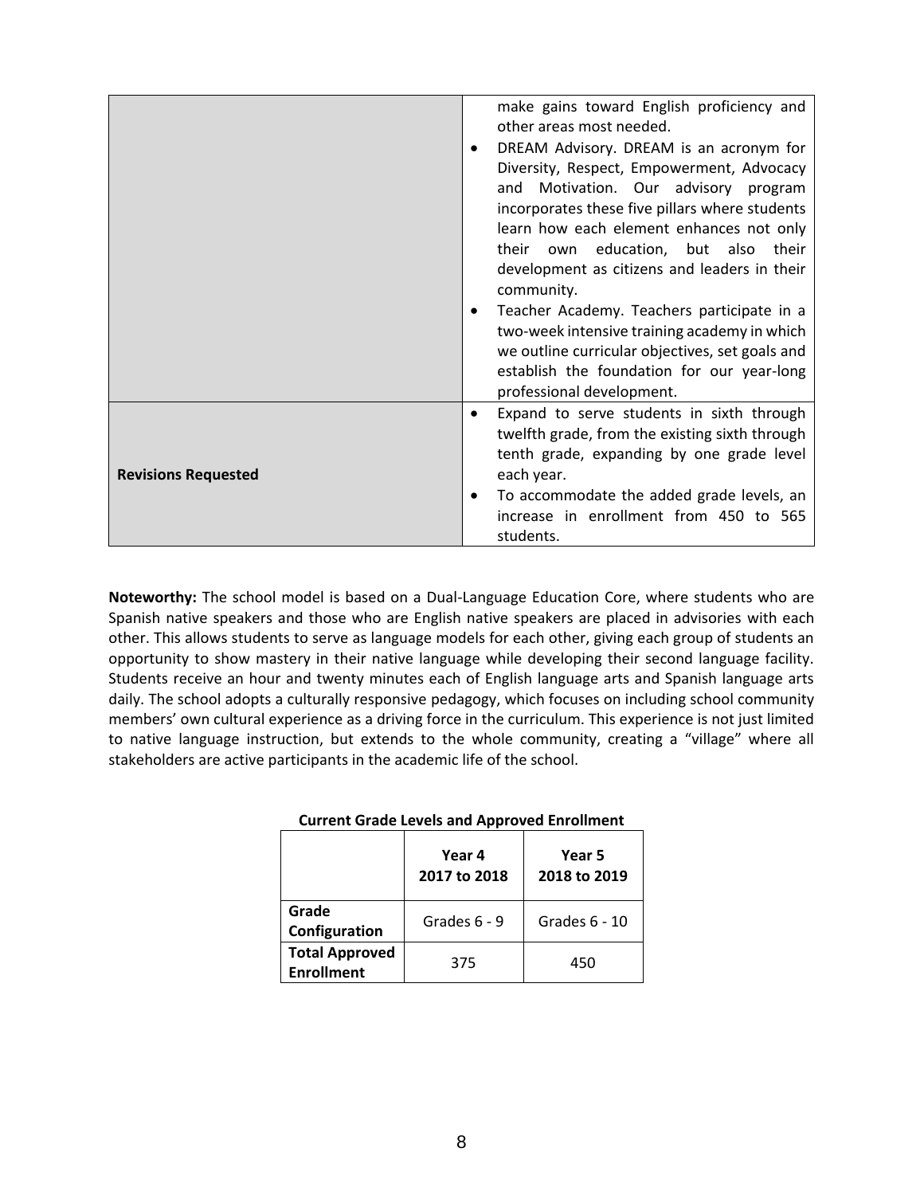| | |
|---|---|
| | make gains toward English proficiency and other areas most needed.<br>• DREAM Advisory. DREAM is an acronym for Diversity, Respect, Empowerment, Advocacy and Motivation. Our advisory program incorporates these five pillars where students learn how each element enhances not only their own education, but also their development as citizens and leaders in their community.<br>• Teacher Academy. Teachers participate in a two-week intensive training academy in which we outline curricular objectives, set goals and establish the foundation for our year-long professional development. |
| **Revisions Requested** | • Expand to serve students in sixth through twelfth grade, from the existing sixth through tenth grade, expanding by one grade level each year.<br>• To accommodate the added grade levels, an increase in enrollment from 450 to 565 students. |

**Noteworthy:** The school model is based on a Dual-Language Education Core, where students who are Spanish native speakers and those who are English native speakers are placed in advisories with each other. This allows students to serve as language models for each other, giving each group of students an opportunity to show mastery in their native language while developing their second language facility. Students receive an hour and twenty minutes each of English language arts and Spanish language arts daily. The school adopts a culturally responsive pedagogy, which focuses on including school community members' own cultural experience as a driving force in the curriculum. This experience is not just limited to native language instruction, but extends to the whole community, creating a "village" where all stakeholders are active participants in the academic life of the school.

**Current Grade Levels and Approved Enrollment**

| | Year 4<br>2017 to 2018 | Year 5<br>2018 to 2019 |
|---|---|---|
| **Grade Configuration** | Grades 6 - 9 | Grades 6 - 10 |
| **Total Approved Enrollment** | 375 | 450 |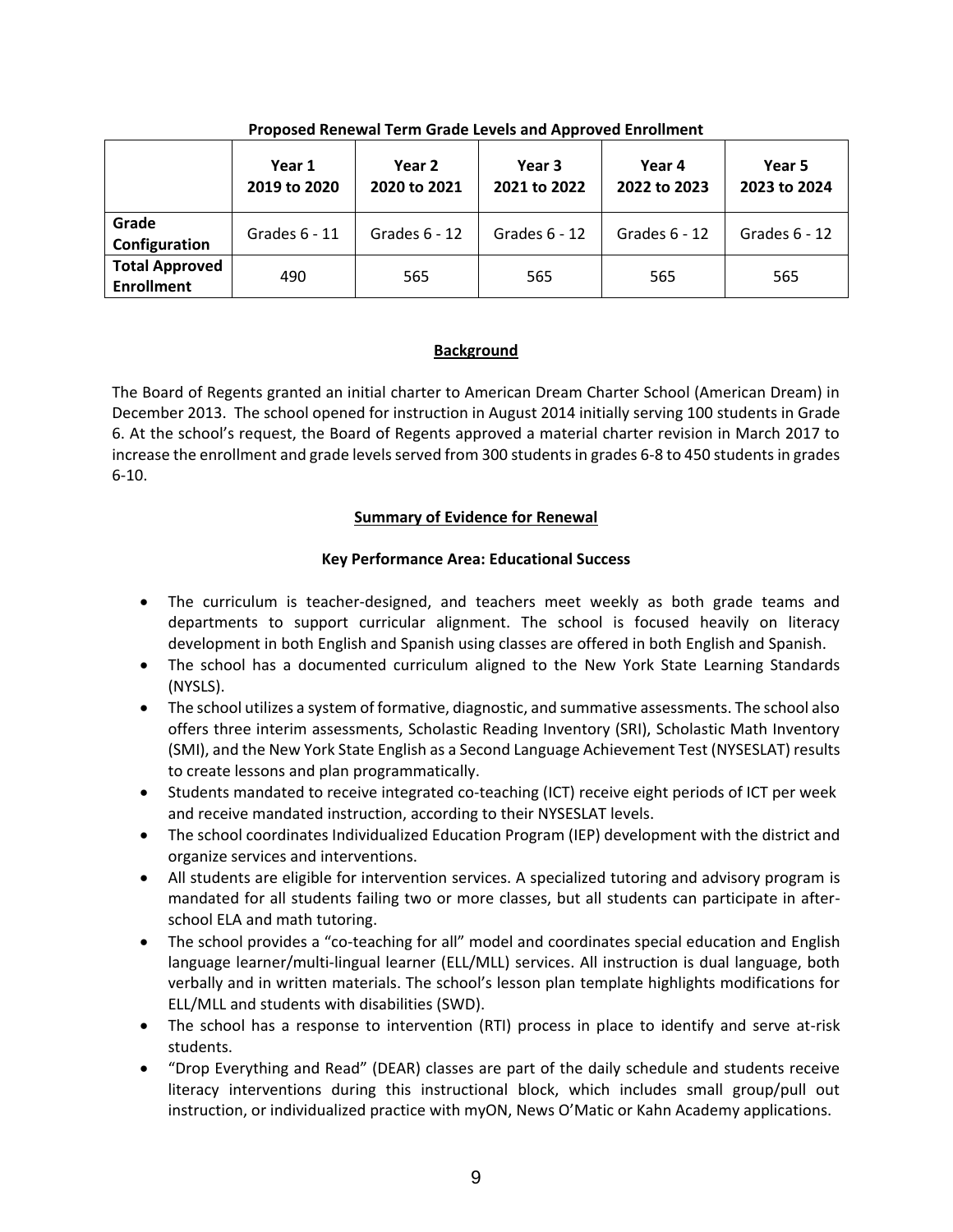**Proposed Renewal Term Grade Levels and Approved Enrollment**

| | Year 1<br>2019 to 2020 | Year 2<br>2020 to 2021 | Year 3<br>2021 to 2022 | Year 4<br>2022 to 2023 | Year 5<br>2023 to 2024 |
|---|---|---|---|---|---|
| **Grade Configuration** | Grades 6 - 11 | Grades 6 - 12 | Grades 6 - 12 | Grades 6 - 12 | Grades 6 - 12 |
| **Total Approved Enrollment** | 490 | 565 | 565 | 565 | 565 |

## Background

The Board of Regents granted an initial charter to American Dream Charter School (American Dream) in December 2013. The school opened for instruction in August 2014 initially serving 100 students in Grade 6. At the school's request, the Board of Regents approved a material charter revision in March 2017 to increase the enrollment and grade levels served from 300 students in grades 6-8 to 450 students in grades 6-10.

## Summary of Evidence for Renewal

### Key Performance Area: Educational Success

- The curriculum is teacher-designed, and teachers meet weekly as both grade teams and departments to support curricular alignment. The school is focused heavily on literacy development in both English and Spanish using classes are offered in both English and Spanish.
- The school has a documented curriculum aligned to the New York State Learning Standards (NYSLS).
- The school utilizes a system of formative, diagnostic, and summative assessments. The school also offers three interim assessments, Scholastic Reading Inventory (SRI), Scholastic Math Inventory (SMI), and the New York State English as a Second Language Achievement Test (NYSESLAT) results to create lessons and plan programmatically.
- Students mandated to receive integrated co-teaching (ICT) receive eight periods of ICT per week and receive mandated instruction, according to their NYSESLAT levels.
- The school coordinates Individualized Education Program (IEP) development with the district and organize services and interventions.
- All students are eligible for intervention services. A specialized tutoring and advisory program is mandated for all students failing two or more classes, but all students can participate in after-school ELA and math tutoring.
- The school provides a "co-teaching for all" model and coordinates special education and English language learner/multi-lingual learner (ELL/MLL) services. All instruction is dual language, both verbally and in written materials. The school's lesson plan template highlights modifications for ELL/MLL and students with disabilities (SWD).
- The school has a response to intervention (RTI) process in place to identify and serve at-risk students.
- "Drop Everything and Read" (DEAR) classes are part of the daily schedule and students receive literacy interventions during this instructional block, which includes small group/pull out instruction, or individualized practice with myON, News O'Matic or Kahn Academy applications.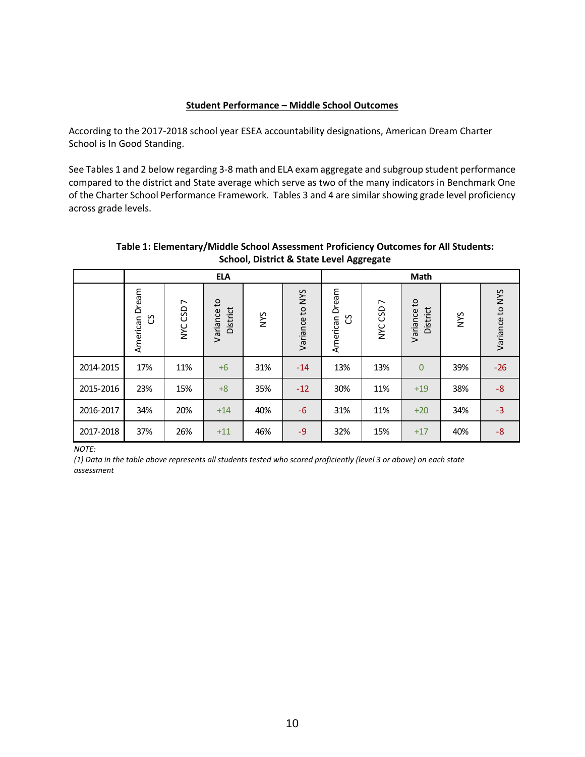## Student Performance – Middle School Outcomes

According to the 2017-2018 school year ESEA accountability designations, American Dream Charter School is In Good Standing.

See Tables 1 and 2 below regarding 3-8 math and ELA exam aggregate and subgroup student performance compared to the district and State average which serve as two of the many indicators in Benchmark One of the Charter School Performance Framework. Tables 3 and 4 are similar showing grade level proficiency across grade levels.

**Table 1: Elementary/Middle School Assessment Proficiency Outcomes for All Students: School, District & State Level Aggregate**

| | ELA | | | | | Math | | | | |
|---|---|---|---|---|---|---|---|---|---|---|
| | American Dream CS | NYC CSD 7 | Variance to District | NYS | Variance to NYS | American Dream CS | NYC CSD 7 | Variance to District | NYS | Variance to NYS |
| 2014-2015 | 17% | 11% | +6 | 31% | -14 | 13% | 13% | 0 | 39% | -26 |
| 2015-2016 | 23% | 15% | +8 | 35% | -12 | 30% | 11% | +19 | 38% | -8 |
| 2016-2017 | 34% | 20% | +14 | 40% | -6 | 31% | 11% | +20 | 34% | -3 |
| 2017-2018 | 37% | 26% | +11 | 46% | -9 | 32% | 15% | +17 | 40% | -8 |

*NOTE:*
*(1) Data in the table above represents all students tested who scored proficiently (level 3 or above) on each state assessment*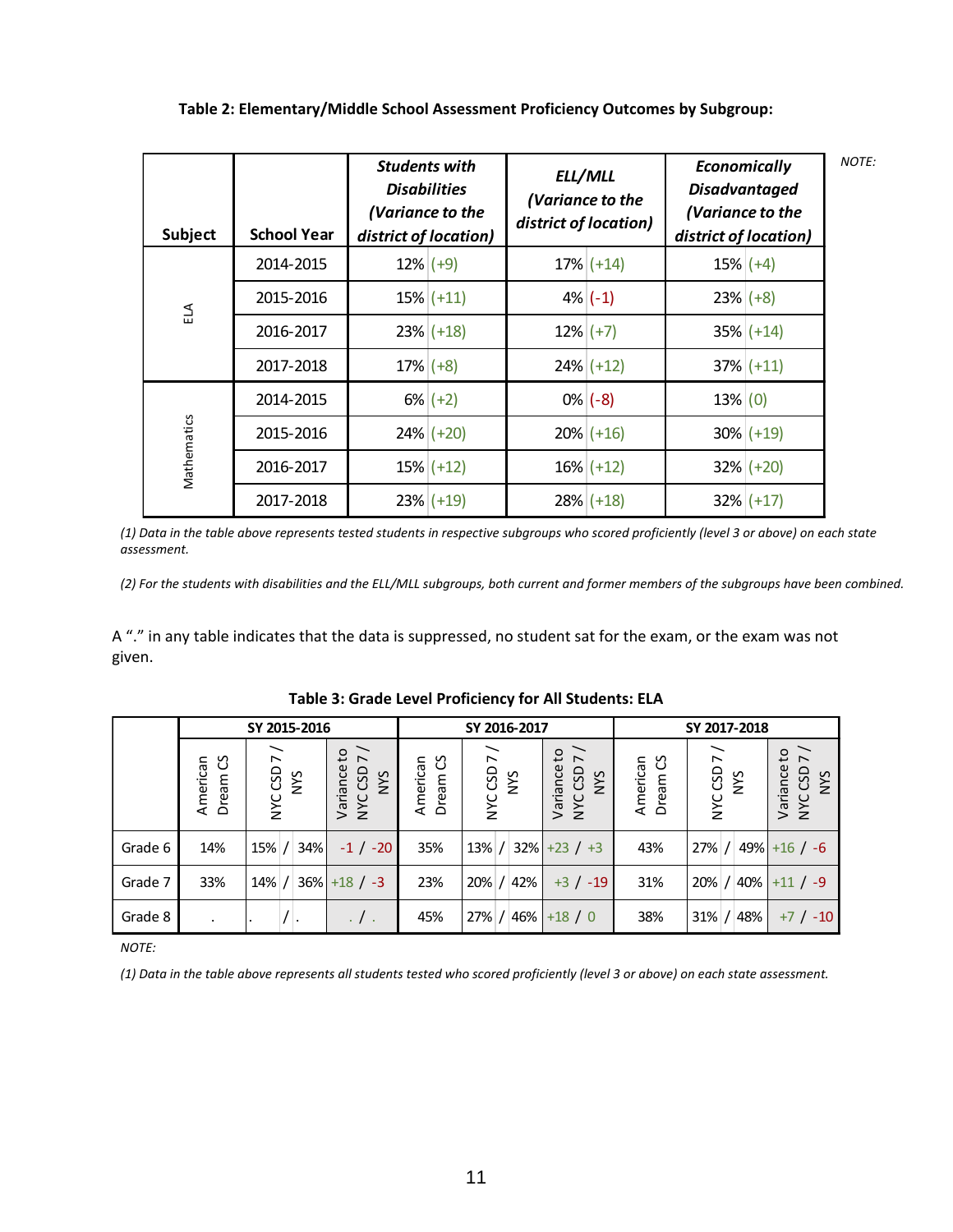**Table 2: Elementary/Middle School Assessment Proficiency Outcomes by Subgroup:**

| Subject | School Year | *Students with Disabilities (Variance to the district of location)* | *ELL/MLL (Variance to the district of location)* | *Economically Disadvantaged (Variance to the district of location)* |
|---|---|---|---|---|
| ELA | 2014-2015 | 12% (+9) | 17% (+14) | 15% (+4) |
| | 2015-2016 | 15% (+11) | 4% (-1) | 23% (+8) |
| | 2016-2017 | 23% (+18) | 12% (+7) | 35% (+14) |
| | 2017-2018 | 17% (+8) | 24% (+12) | 37% (+11) |
| Mathematics | 2014-2015 | 6% (+2) | 0% (-8) | 13% (0) |
| | 2015-2016 | 24% (+20) | 20% (+16) | 30% (+19) |
| | 2016-2017 | 15% (+12) | 16% (+12) | 32% (+20) |
| | 2017-2018 | 23% (+19) | 28% (+18) | 32% (+17) |

*NOTE:*

*(1) Data in the table above represents tested students in respective subgroups who scored proficiently (level 3 or above) on each state assessment.*

*(2) For the students with disabilities and the ELL/MLL subgroups, both current and former members of the subgroups have been combined.*

A "." in any table indicates that the data is suppressed, no student sat for the exam, or the exam was not given.

**Table 3: Grade Level Proficiency for All Students: ELA**

| | SY 2015-2016 | | | SY 2016-2017 | | | SY 2017-2018 | | |
|---|---|---|---|---|---|---|---|---|---|
| | American Dream CS | NYC CSD 7 / NYS | Variance to NYC CSD 7 / NYS | American Dream CS | NYC CSD 7 / NYS | Variance to NYC CSD 7 / NYS | American Dream CS | NYC CSD 7 / NYS | Variance to NYC CSD 7 / NYS |
| Grade 6 | 14% | 15% / 34% | -1 / -20 | 35% | 13% / 32% | +23 / +3 | 43% | 27% / 49% | +16 / -6 |
| Grade 7 | 33% | 14% / 36% | +18 / -3 | 23% | 20% / 42% | +3 / -19 | 31% | 20% / 40% | +11 / -9 |
| Grade 8 | . | . / . | . / . | 45% | 27% / 46% | +18 / 0 | 38% | 31% / 48% | +7 / -10 |

*NOTE:*

*(1) Data in the table above represents all students tested who scored proficiently (level 3 or above) on each state assessment.*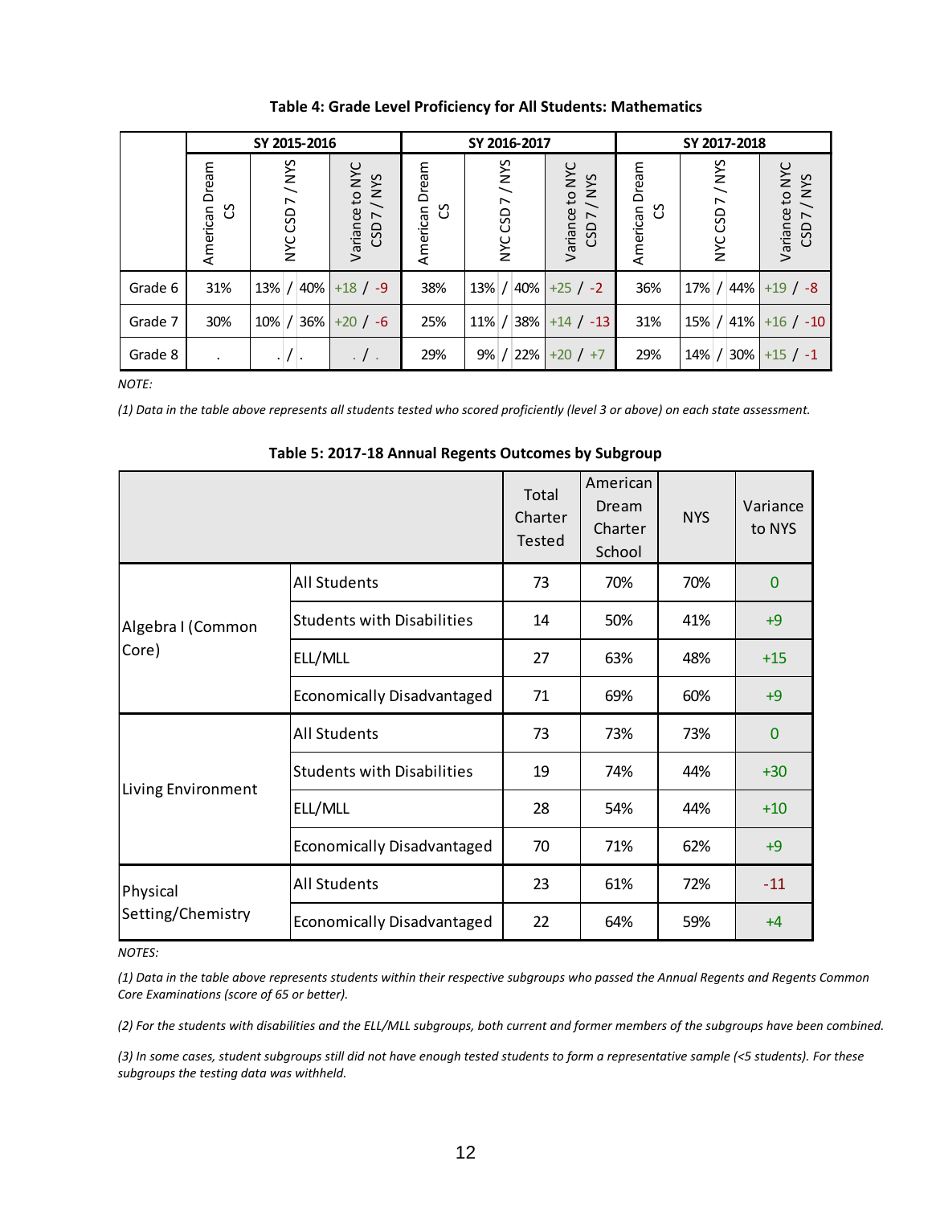**Table 4: Grade Level Proficiency for All Students: Mathematics**

| | SY 2015-2016 | | | SY 2016-2017 | | | SY 2017-2018 | | |
|---|---|---|---|---|---|---|---|---|---|
| | American Dream CS | NYC CSD 7 / NYS | Variance to NYC CSD 7 / NYS | American Dream CS | NYC CSD 7 / NYS | Variance to NYC CSD 7 / NYS | American Dream CS | NYC CSD 7 / NYS | Variance to NYC CSD 7 / NYS |
| Grade 6 | 31% | 13% / 40% | +18 / -9 | 38% | 13% / 40% | +25 / -2 | 36% | 17% / 44% | +19 / -8 |
| Grade 7 | 30% | 10% / 36% | +20 / -6 | 25% | 11% / 38% | +14 / -13 | 31% | 15% / 41% | +16 / -10 |
| Grade 8 | . | . / . | . / . | 29% | 9% / 22% | +20 / +7 | 29% | 14% / 30% | +15 / -1 |

*NOTE:*

*(1) Data in the table above represents all students tested who scored proficiently (level 3 or above) on each state assessment.*

**Table 5: 2017-18 Annual Regents Outcomes by Subgroup**

| | | Total Charter Tested | American Dream Charter School | NYS | Variance to NYS |
|---|---|---|---|---|---|
| Algebra I (Common Core) | All Students | 73 | 70% | 70% | 0 |
| | Students with Disabilities | 14 | 50% | 41% | +9 |
| | ELL/MLL | 27 | 63% | 48% | +15 |
| | Economically Disadvantaged | 71 | 69% | 60% | +9 |
| Living Environment | All Students | 73 | 73% | 73% | 0 |
| | Students with Disabilities | 19 | 74% | 44% | +30 |
| | ELL/MLL | 28 | 54% | 44% | +10 |
| | Economically Disadvantaged | 70 | 71% | 62% | +9 |
| Physical Setting/Chemistry | All Students | 23 | 61% | 72% | -11 |
| | Economically Disadvantaged | 22 | 64% | 59% | +4 |

*NOTES:*

*(1) Data in the table above represents students within their respective subgroups who passed the Annual Regents and Regents Common Core Examinations (score of 65 or better).*

*(2) For the students with disabilities and the ELL/MLL subgroups, both current and former members of the subgroups have been combined.*

*(3) In some cases, student subgroups still did not have enough tested students to form a representative sample (<5 students). For these subgroups the testing data was withheld.*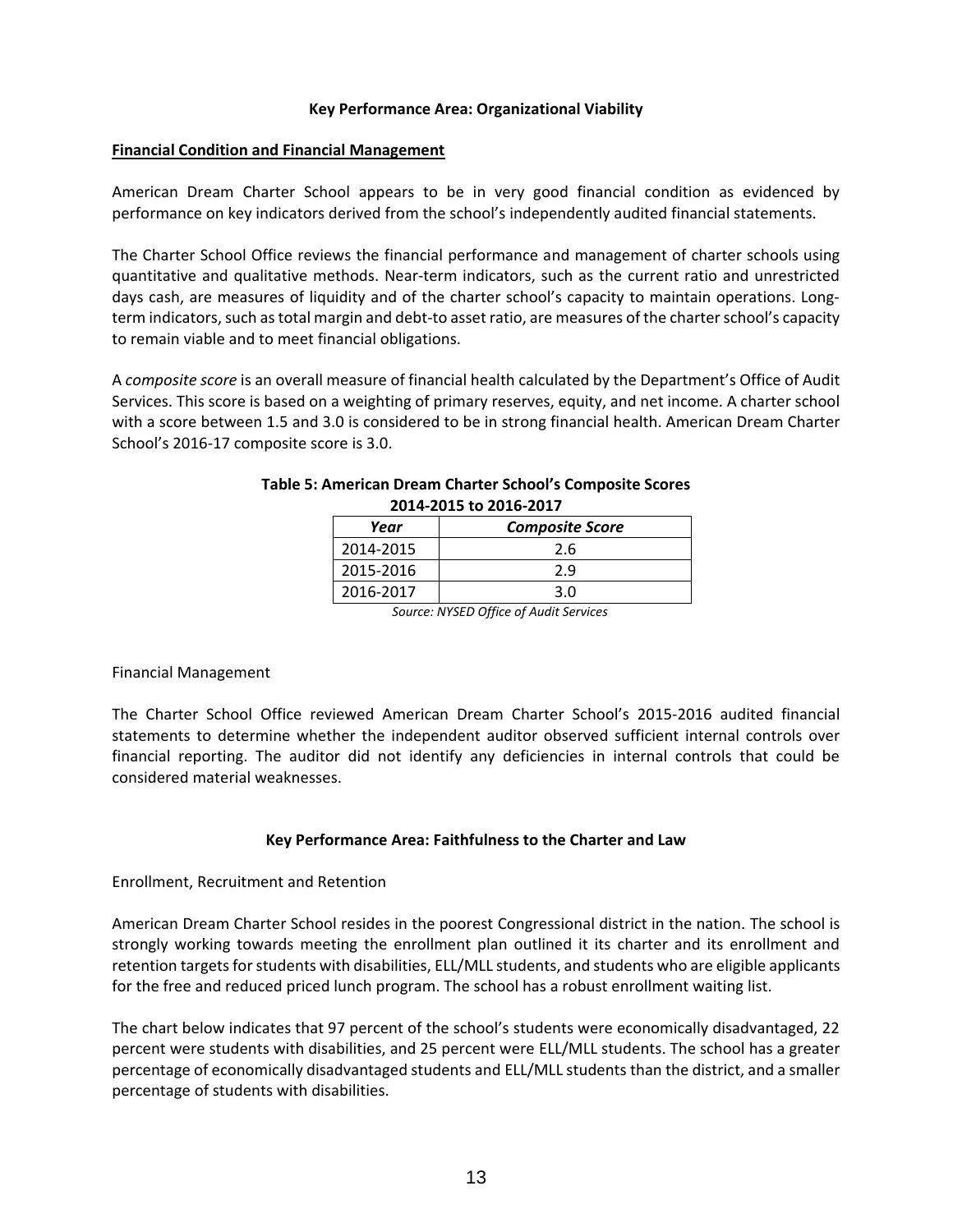## Key Performance Area: Organizational Viability

**Financial Condition and Financial Management**

American Dream Charter School appears to be in very good financial condition as evidenced by performance on key indicators derived from the school's independently audited financial statements.

The Charter School Office reviews the financial performance and management of charter schools using quantitative and qualitative methods. Near-term indicators, such as the current ratio and unrestricted days cash, are measures of liquidity and of the charter school's capacity to maintain operations. Long-term indicators, such as total margin and debt-to asset ratio, are measures of the charter school's capacity to remain viable and to meet financial obligations.

A *composite score* is an overall measure of financial health calculated by the Department's Office of Audit Services. This score is based on a weighting of primary reserves, equity, and net income. A charter school with a score between 1.5 and 3.0 is considered to be in strong financial health. American Dream Charter School's 2016-17 composite score is 3.0.

**Table 5: American Dream Charter School's Composite Scores 2014-2015 to 2016-2017**

| *Year* | *Composite Score* |
|---|---|
| 2014-2015 | 2.6 |
| 2015-2016 | 2.9 |
| 2016-2017 | 3.0 |

*Source: NYSED Office of Audit Services*

Financial Management

The Charter School Office reviewed American Dream Charter School's 2015-2016 audited financial statements to determine whether the independent auditor observed sufficient internal controls over financial reporting. The auditor did not identify any deficiencies in internal controls that could be considered material weaknesses.

## Key Performance Area: Faithfulness to the Charter and Law

Enrollment, Recruitment and Retention

American Dream Charter School resides in the poorest Congressional district in the nation. The school is strongly working towards meeting the enrollment plan outlined it its charter and its enrollment and retention targets for students with disabilities, ELL/MLL students, and students who are eligible applicants for the free and reduced priced lunch program. The school has a robust enrollment waiting list.

The chart below indicates that 97 percent of the school's students were economically disadvantaged, 22 percent were students with disabilities, and 25 percent were ELL/MLL students. The school has a greater percentage of economically disadvantaged students and ELL/MLL students than the district, and a smaller percentage of students with disabilities.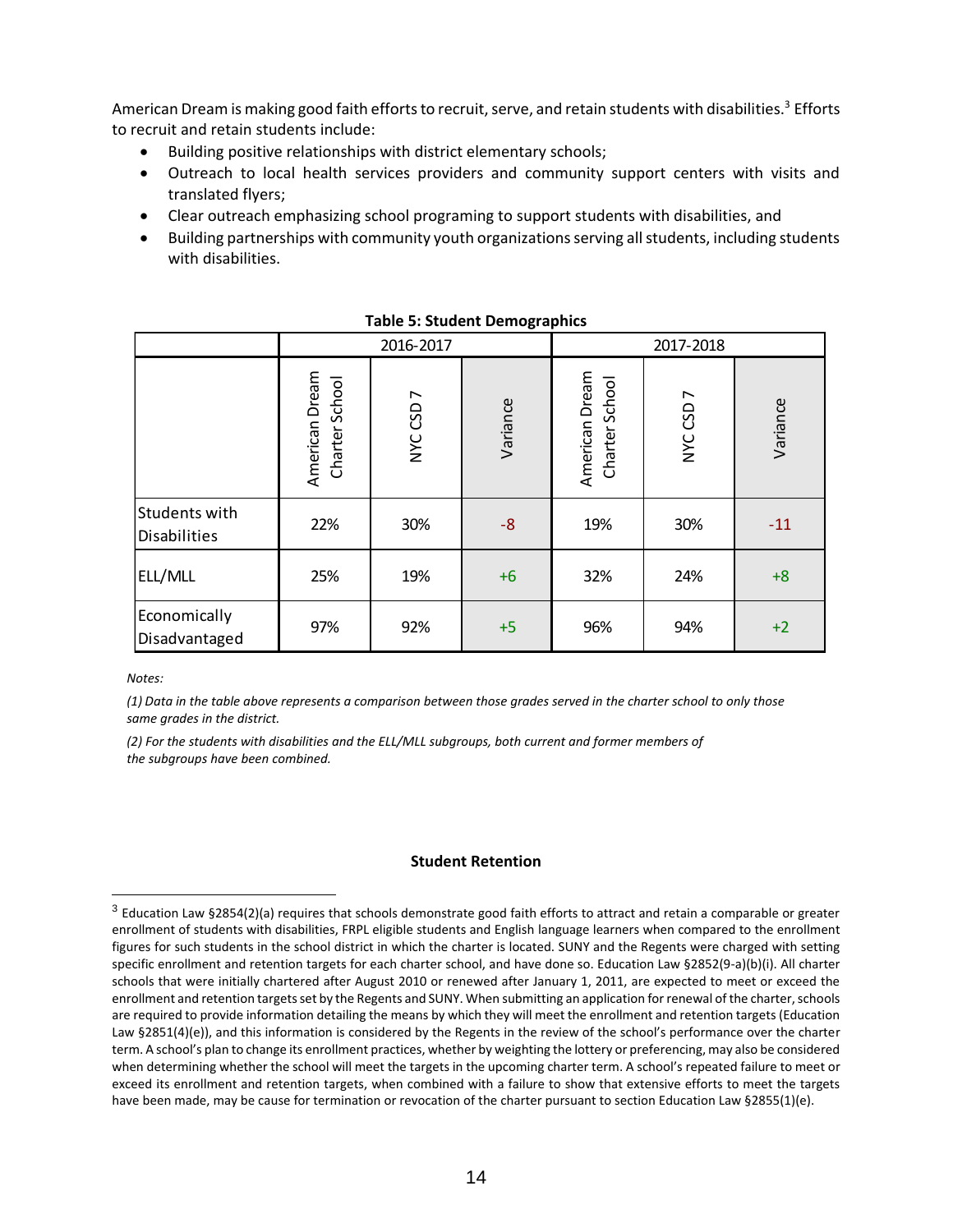American Dream is making good faith efforts to recruit, serve, and retain students with disabilities.[3] Efforts to recruit and retain students include:

- Building positive relationships with district elementary schools;
- Outreach to local health services providers and community support centers with visits and translated flyers;
- Clear outreach emphasizing school programing to support students with disabilities, and
- Building partnerships with community youth organizations serving all students, including students with disabilities.

**Table 5: Student Demographics**

| | 2016-2017 | | | 2017-2018 | | |
|---|---|---|---|---|---|---|
| | American Dream Charter School | NYC CSD 7 | Variance | American Dream Charter School | NYC CSD 7 | Variance |
| Students with Disabilities | 22% | 30% | -8 | 19% | 30% | -11 |
| ELL/MLL | 25% | 19% | +6 | 32% | 24% | +8 |
| Economically Disadvantaged | 97% | 92% | +5 | 96% | 94% | +2 |

*Notes:*

*(1) Data in the table above represents a comparison between those grades served in the charter school to only those same grades in the district.*

*(2) For the students with disabilities and the ELL/MLL subgroups, both current and former members of the subgroups have been combined.*

**Student Retention**

[3] Education Law §2854(2)(a) requires that schools demonstrate good faith efforts to attract and retain a comparable or greater enrollment of students with disabilities, FRPL eligible students and English language learners when compared to the enrollment figures for such students in the school district in which the charter is located. SUNY and the Regents were charged with setting specific enrollment and retention targets for each charter school, and have done so. Education Law §2852(9-a)(b)(i). All charter schools that were initially chartered after August 2010 or renewed after January 1, 2011, are expected to meet or exceed the enrollment and retention targets set by the Regents and SUNY. When submitting an application for renewal of the charter, schools are required to provide information detailing the means by which they will meet the enrollment and retention targets (Education Law §2851(4)(e)), and this information is considered by the Regents in the review of the school's performance over the charter term. A school's plan to change its enrollment practices, whether by weighting the lottery or preferencing, may also be considered when determining whether the school will meet the targets in the upcoming charter term. A school's repeated failure to meet or exceed its enrollment and retention targets, when combined with a failure to show that extensive efforts to meet the targets have been made, may be cause for termination or revocation of the charter pursuant to section Education Law §2855(1)(e).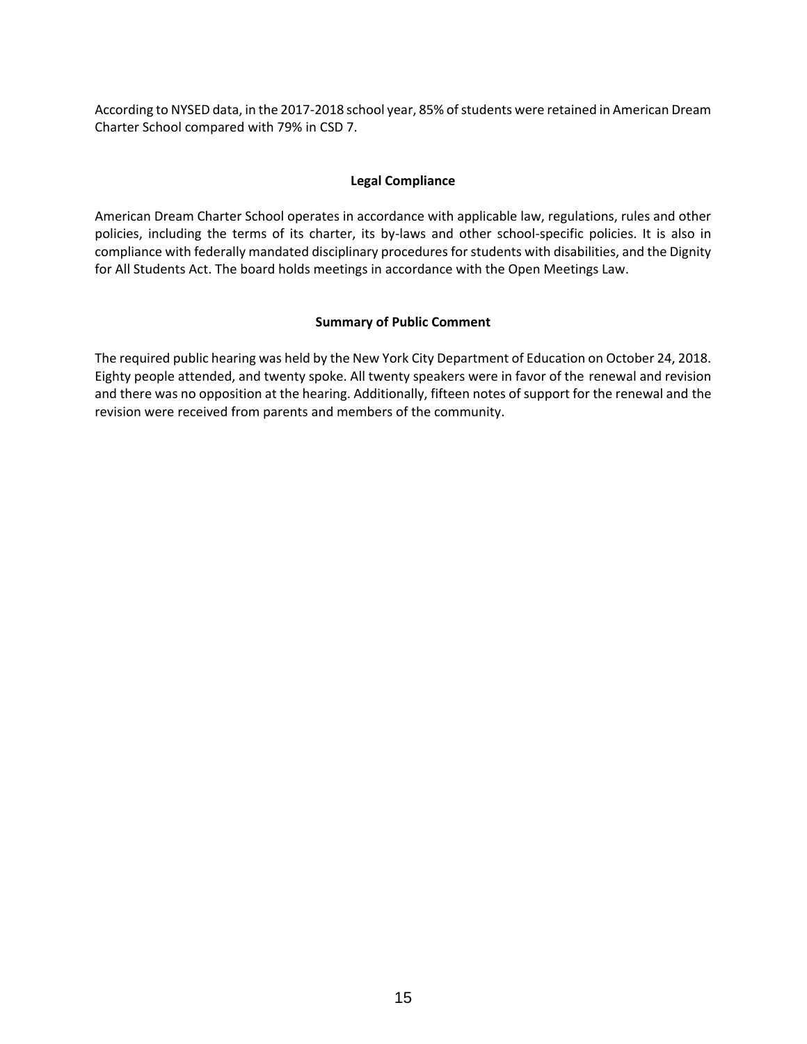According to NYSED data, in the 2017-2018 school year, 85% of students were retained in American Dream Charter School compared with 79% in CSD 7.

**Legal Compliance**

American Dream Charter School operates in accordance with applicable law, regulations, rules and other policies, including the terms of its charter, its by-laws and other school-specific policies. It is also in compliance with federally mandated disciplinary procedures for students with disabilities, and the Dignity for All Students Act. The board holds meetings in accordance with the Open Meetings Law.

**Summary of Public Comment**

The required public hearing was held by the New York City Department of Education on October 24, 2018. Eighty people attended, and twenty spoke. All twenty speakers were in favor of the renewal and revision and there was no opposition at the hearing. Additionally, fifteen notes of support for the renewal and the revision were received from parents and members of the community.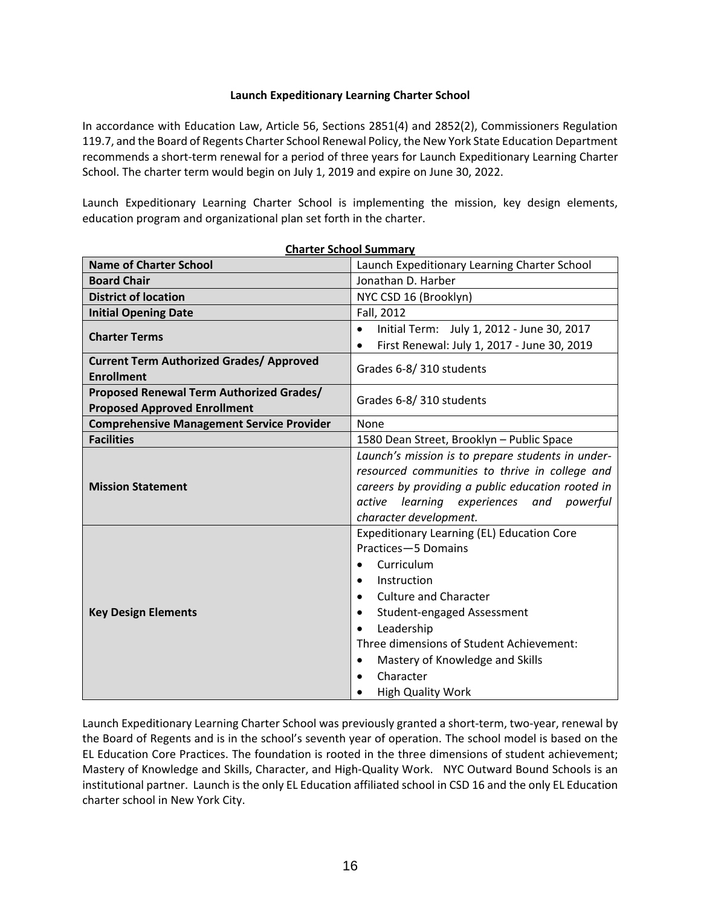**Launch Expeditionary Learning Charter School**

In accordance with Education Law, Article 56, Sections 2851(4) and 2852(2), Commissioners Regulation 119.7, and the Board of Regents Charter School Renewal Policy, the New York State Education Department recommends a short-term renewal for a period of three years for Launch Expeditionary Learning Charter School. The charter term would begin on July 1, 2019 and expire on June 30, 2022.

Launch Expeditionary Learning Charter School is implementing the mission, key design elements, education program and organizational plan set forth in the charter.

**Charter School Summary**

| | |
|---|---|
| **Name of Charter School** | Launch Expeditionary Learning Charter School |
| **Board Chair** | Jonathan D. Harber |
| **District of location** | NYC CSD 16 (Brooklyn) |
| **Initial Opening Date** | Fall, 2012 |
| **Charter Terms** | • Initial Term: July 1, 2012 - June 30, 2017<br>• First Renewal: July 1, 2017 - June 30, 2019 |
| **Current Term Authorized Grades/ Approved Enrollment** | Grades 6-8/ 310 students |
| **Proposed Renewal Term Authorized Grades/ Proposed Approved Enrollment** | Grades 6-8/ 310 students |
| **Comprehensive Management Service Provider** | None |
| **Facilities** | 1580 Dean Street, Brooklyn – Public Space |
| **Mission Statement** | *Launch's mission is to prepare students in under-resourced communities to thrive in college and careers by providing a public education rooted in active learning experiences and powerful character development.* |
| **Key Design Elements** | Expeditionary Learning (EL) Education Core Practices—5 Domains<br>• Curriculum<br>• Instruction<br>• Culture and Character<br>• Student-engaged Assessment<br>• Leadership<br>Three dimensions of Student Achievement:<br>• Mastery of Knowledge and Skills<br>• Character<br>• High Quality Work |

Launch Expeditionary Learning Charter School was previously granted a short-term, two-year, renewal by the Board of Regents and is in the school's seventh year of operation. The school model is based on the EL Education Core Practices. The foundation is rooted in the three dimensions of student achievement; Mastery of Knowledge and Skills, Character, and High-Quality Work. NYC Outward Bound Schools is an institutional partner. Launch is the only EL Education affiliated school in CSD 16 and the only EL Education charter school in New York City.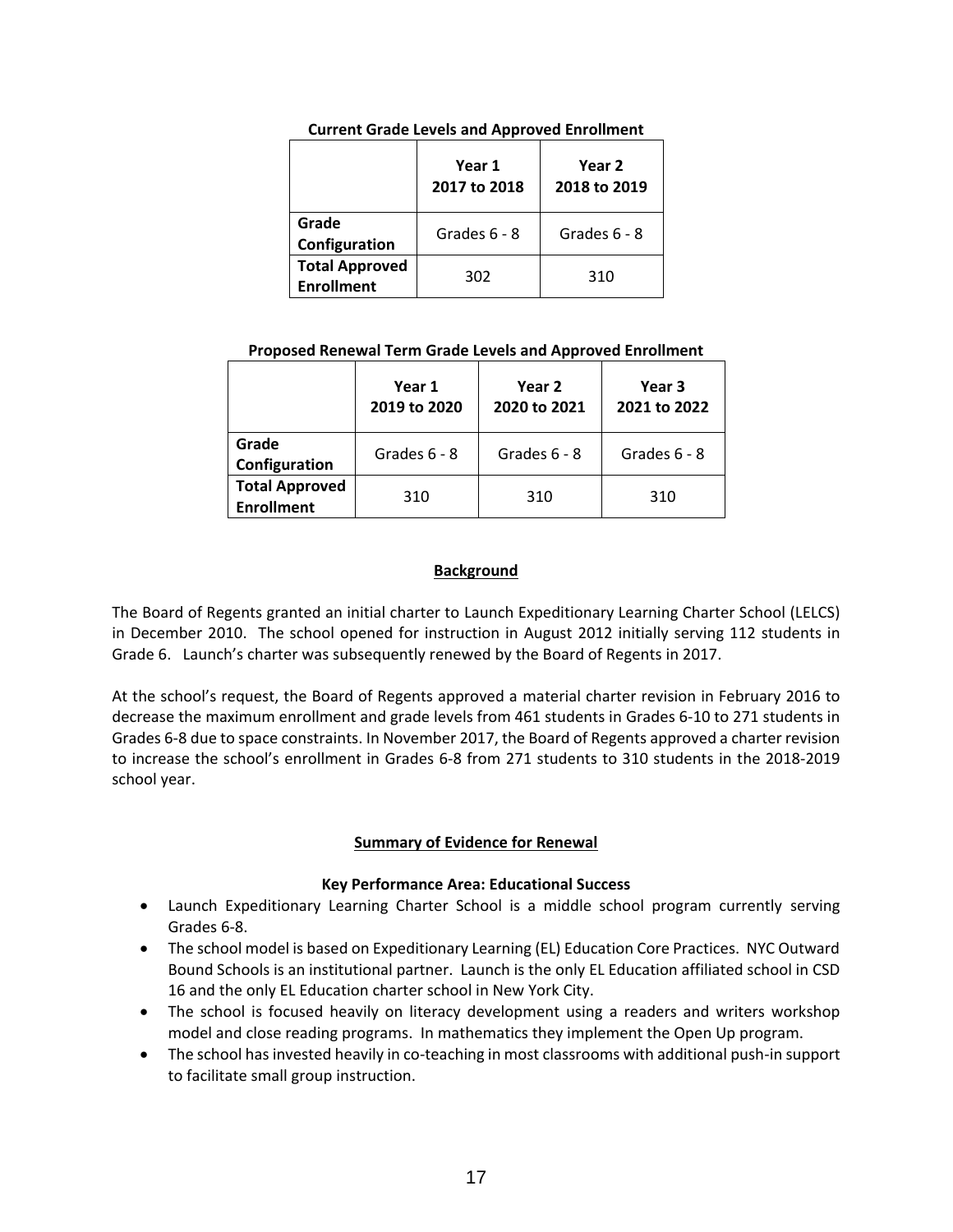**Current Grade Levels and Approved Enrollment**

| | Year 1 2017 to 2018 | Year 2 2018 to 2019 |
|---|---|---|
| **Grade Configuration** | Grades 6 - 8 | Grades 6 - 8 |
| **Total Approved Enrollment** | 302 | 310 |

**Proposed Renewal Term Grade Levels and Approved Enrollment**

| | Year 1 2019 to 2020 | Year 2 2020 to 2021 | Year 3 2021 to 2022 |
|---|---|---|---|
| **Grade Configuration** | Grades 6 - 8 | Grades 6 - 8 | Grades 6 - 8 |
| **Total Approved Enrollment** | 310 | 310 | 310 |

## Background

The Board of Regents granted an initial charter to Launch Expeditionary Learning Charter School (LELCS) in December 2010. The school opened for instruction in August 2012 initially serving 112 students in Grade 6. Launch's charter was subsequently renewed by the Board of Regents in 2017.

At the school's request, the Board of Regents approved a material charter revision in February 2016 to decrease the maximum enrollment and grade levels from 461 students in Grades 6-10 to 271 students in Grades 6-8 due to space constraints. In November 2017, the Board of Regents approved a charter revision to increase the school's enrollment in Grades 6-8 from 271 students to 310 students in the 2018-2019 school year.

## Summary of Evidence for Renewal

### Key Performance Area: Educational Success

- Launch Expeditionary Learning Charter School is a middle school program currently serving Grades 6-8.
- The school model is based on Expeditionary Learning (EL) Education Core Practices. NYC Outward Bound Schools is an institutional partner. Launch is the only EL Education affiliated school in CSD 16 and the only EL Education charter school in New York City.
- The school is focused heavily on literacy development using a readers and writers workshop model and close reading programs. In mathematics they implement the Open Up program.
- The school has invested heavily in co-teaching in most classrooms with additional push-in support to facilitate small group instruction.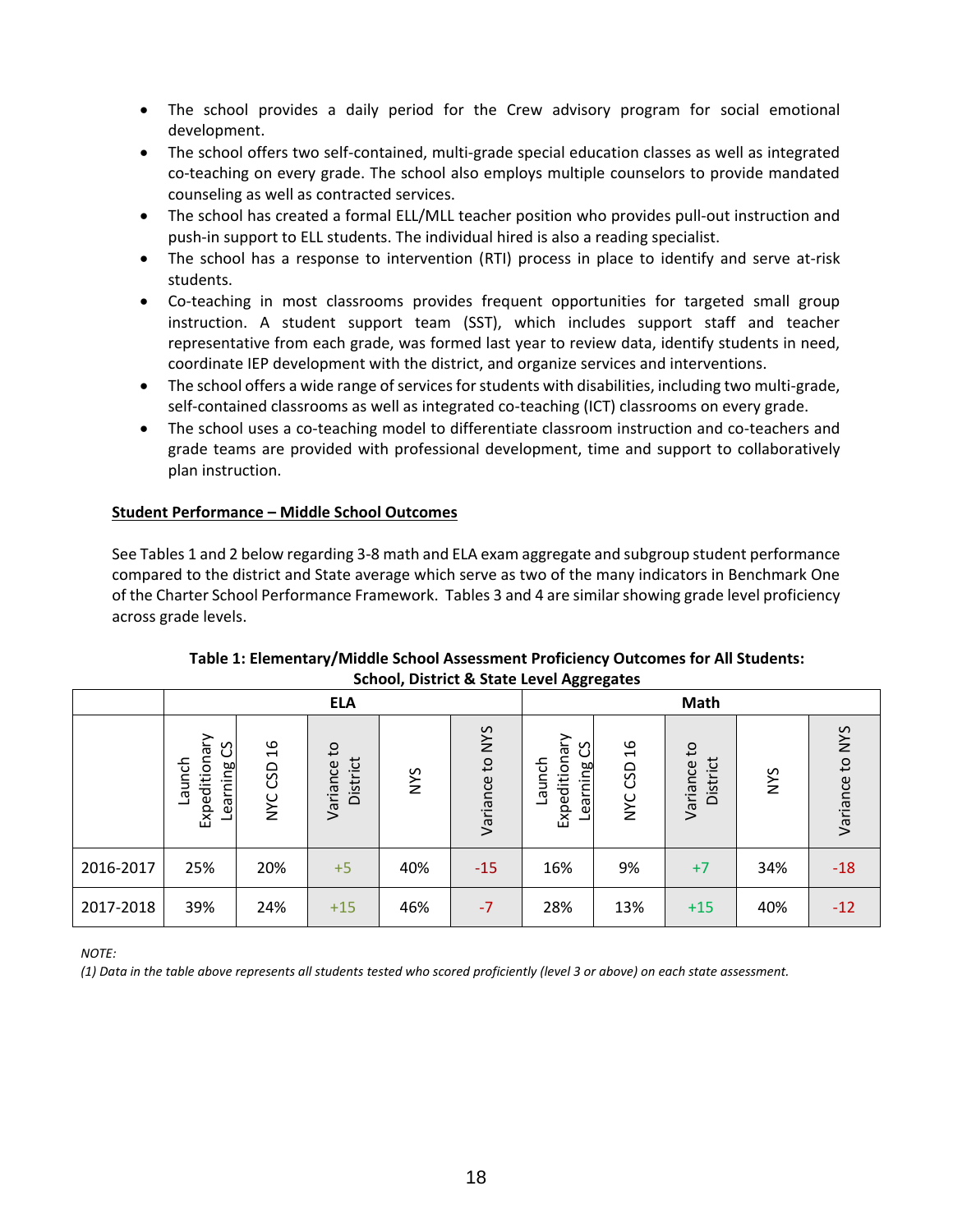- The school provides a daily period for the Crew advisory program for social emotional development.
- The school offers two self-contained, multi-grade special education classes as well as integrated co-teaching on every grade. The school also employs multiple counselors to provide mandated counseling as well as contracted services.
- The school has created a formal ELL/MLL teacher position who provides pull-out instruction and push-in support to ELL students. The individual hired is also a reading specialist.
- The school has a response to intervention (RTI) process in place to identify and serve at-risk students.
- Co-teaching in most classrooms provides frequent opportunities for targeted small group instruction. A student support team (SST), which includes support staff and teacher representative from each grade, was formed last year to review data, identify students in need, coordinate IEP development with the district, and organize services and interventions.
- The school offers a wide range of services for students with disabilities, including two multi-grade, self-contained classrooms as well as integrated co-teaching (ICT) classrooms on every grade.
- The school uses a co-teaching model to differentiate classroom instruction and co-teachers and grade teams are provided with professional development, time and support to collaboratively plan instruction.

**Student Performance – Middle School Outcomes**

See Tables 1 and 2 below regarding 3-8 math and ELA exam aggregate and subgroup student performance compared to the district and State average which serve as two of the many indicators in Benchmark One of the Charter School Performance Framework. Tables 3 and 4 are similar showing grade level proficiency across grade levels.

**Table 1: Elementary/Middle School Assessment Proficiency Outcomes for All Students: School, District & State Level Aggregates**

| | ELA | | | | | Math | | | | |
|---|---|---|---|---|---|---|---|---|---|---|
| | Launch Expeditionary Learning CS | NYC CSD 16 | Variance to District | NYS | Variance to NYS | Launch Expeditionary Learning CS | NYC CSD 16 | Variance to District | NYS | Variance to NYS |
| 2016-2017 | 25% | 20% | +5 | 40% | -15 | 16% | 9% | +7 | 34% | -18 |
| 2017-2018 | 39% | 24% | +15 | 46% | -7 | 28% | 13% | +15 | 40% | -12 |

*NOTE:*
*(1) Data in the table above represents all students tested who scored proficiently (level 3 or above) on each state assessment.*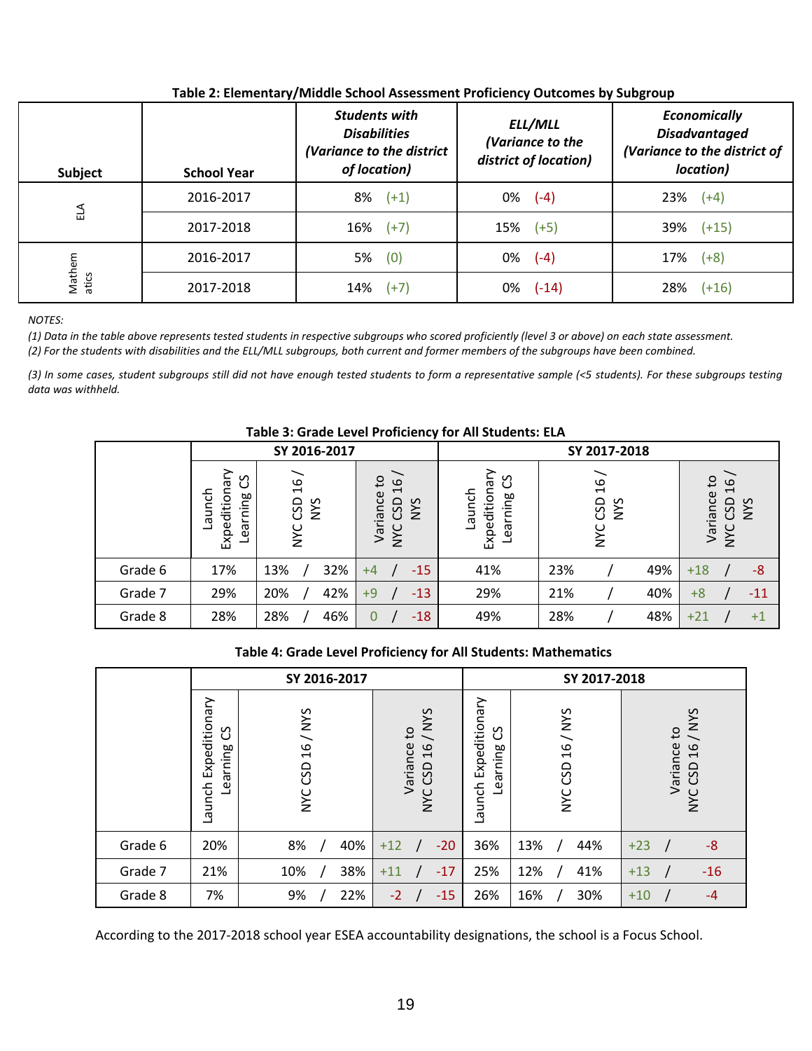**Table 2: Elementary/Middle School Assessment Proficiency Outcomes by Subgroup**

| Subject | School Year | *Students with Disabilities (Variance to the district of location)* | *ELL/MLL (Variance to the district of location)* | *Economically Disadvantaged (Variance to the district of location)* |
|---|---|---|---|---|
| ELA | 2016-2017 | 8% (+1) | 0% (-4) | 23% (+4) |
| | 2017-2018 | 16% (+7) | 15% (+5) | 39% (+15) |
| Mathematics | 2016-2017 | 5% (0) | 0% (-4) | 17% (+8) |
| | 2017-2018 | 14% (+7) | 0% (-14) | 28% (+16) |

*NOTES:*

*(1) Data in the table above represents tested students in respective subgroups who scored proficiently (level 3 or above) on each state assessment.*

*(2) For the students with disabilities and the ELL/MLL subgroups, both current and former members of the subgroups have been combined.*

*(3) In some cases, student subgroups still did not have enough tested students to form a representative sample (<5 students). For these subgroups testing data was withheld.*

**Table 3: Grade Level Proficiency for All Students: ELA**

| | SY 2016-2017 | | | SY 2017-2018 | | |
|---|---|---|---|---|---|---|
| | Launch Expeditionary Learning CS | NYC CSD 16 / NYS | Variance to NYC CSD 16 / NYS | Launch Expeditionary Learning CS | NYC CSD 16 / NYS | Variance to NYC CSD 16 / NYS |
| Grade 6 | 17% | 13% / 32% | +4 / -15 | 41% | 23% / 49% | +18 / -8 |
| Grade 7 | 29% | 20% / 42% | +9 / -13 | 29% | 21% / 40% | +8 / -11 |
| Grade 8 | 28% | 28% / 46% | 0 / -18 | 49% | 28% / 48% | +21 / +1 |

**Table 4: Grade Level Proficiency for All Students: Mathematics**

| | SY 2016-2017 | | | SY 2017-2018 | | |
|---|---|---|---|---|---|---|
| | Launch Expeditionary Learning CS | NYC CSD 16 / NYS | Variance to NYC CSD 16 / NYS | Launch Expeditionary Learning CS | NYC CSD 16 / NYS | Variance to NYC CSD 16 / NYS |
| Grade 6 | 20% | 8% / 40% | +12 / -20 | 36% | 13% / 44% | +23 / -8 |
| Grade 7 | 21% | 10% / 38% | +11 / -17 | 25% | 12% / 41% | +13 / -16 |
| Grade 8 | 7% | 9% / 22% | -2 / -15 | 26% | 16% / 30% | +10 / -4 |

According to the 2017-2018 school year ESEA accountability designations, the school is a Focus School.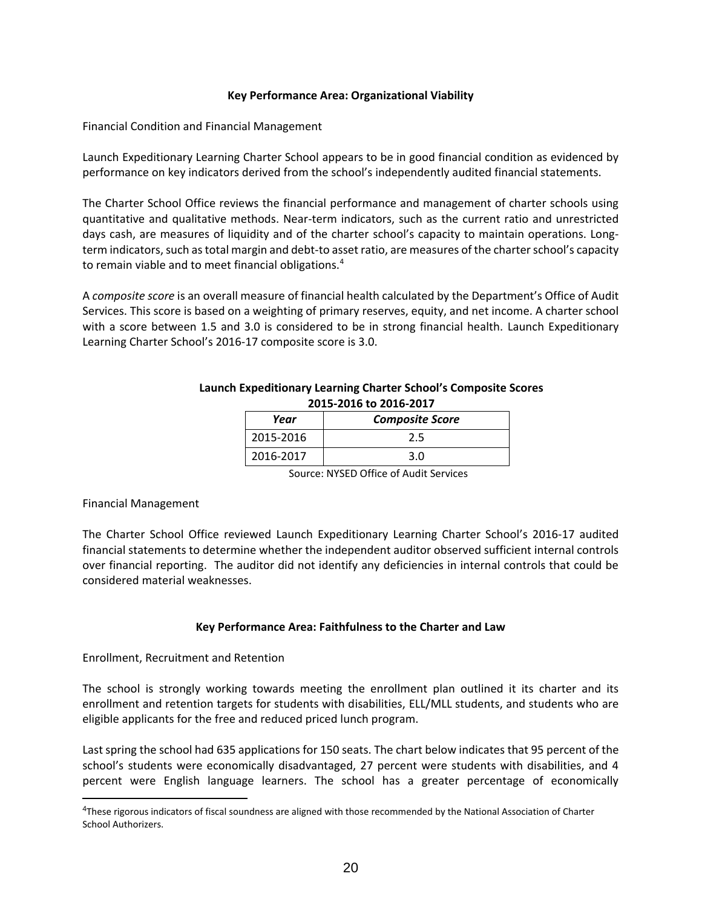**Key Performance Area: Organizational Viability**

Financial Condition and Financial Management

Launch Expeditionary Learning Charter School appears to be in good financial condition as evidenced by performance on key indicators derived from the school's independently audited financial statements.

The Charter School Office reviews the financial performance and management of charter schools using quantitative and qualitative methods. Near-term indicators, such as the current ratio and unrestricted days cash, are measures of liquidity and of the charter school's capacity to maintain operations. Long-term indicators, such as total margin and debt-to asset ratio, are measures of the charter school's capacity to remain viable and to meet financial obligations.[4]

A *composite score* is an overall measure of financial health calculated by the Department's Office of Audit Services. This score is based on a weighting of primary reserves, equity, and net income. A charter school with a score between 1.5 and 3.0 is considered to be in strong financial health. Launch Expeditionary Learning Charter School's 2016-17 composite score is 3.0.

**Launch Expeditionary Learning Charter School's Composite Scores 2015-2016 to 2016-2017**

| *Year* | *Composite Score* |
|---|---|
| 2015-2016 | 2.5 |
| 2016-2017 | 3.0 |

Source: NYSED Office of Audit Services

Financial Management

The Charter School Office reviewed Launch Expeditionary Learning Charter School's 2016-17 audited financial statements to determine whether the independent auditor observed sufficient internal controls over financial reporting. The auditor did not identify any deficiencies in internal controls that could be considered material weaknesses.

**Key Performance Area: Faithfulness to the Charter and Law**

Enrollment, Recruitment and Retention

The school is strongly working towards meeting the enrollment plan outlined it its charter and its enrollment and retention targets for students with disabilities, ELL/MLL students, and students who are eligible applicants for the free and reduced priced lunch program.

Last spring the school had 635 applications for 150 seats. The chart below indicates that 95 percent of the school's students were economically disadvantaged, 27 percent were students with disabilities, and 4 percent were English language learners. The school has a greater percentage of economically

[4]These rigorous indicators of fiscal soundness are aligned with those recommended by the National Association of Charter School Authorizers.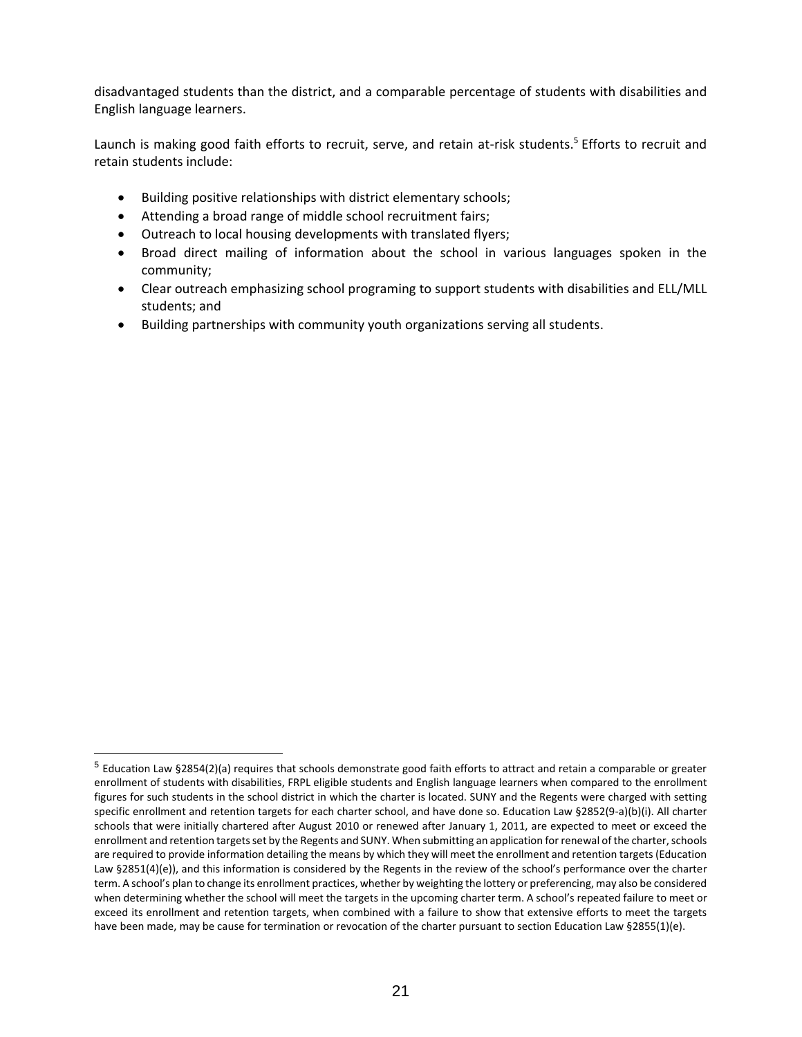disadvantaged students than the district, and a comparable percentage of students with disabilities and English language learners.

Launch is making good faith efforts to recruit, serve, and retain at-risk students.[5] Efforts to recruit and retain students include:

- Building positive relationships with district elementary schools;
- Attending a broad range of middle school recruitment fairs;
- Outreach to local housing developments with translated flyers;
- Broad direct mailing of information about the school in various languages spoken in the community;
- Clear outreach emphasizing school programing to support students with disabilities and ELL/MLL students; and
- Building partnerships with community youth organizations serving all students.

---

[5] Education Law §2854(2)(a) requires that schools demonstrate good faith efforts to attract and retain a comparable or greater enrollment of students with disabilities, FRPL eligible students and English language learners when compared to the enrollment figures for such students in the school district in which the charter is located. SUNY and the Regents were charged with setting specific enrollment and retention targets for each charter school, and have done so. Education Law §2852(9-a)(b)(i). All charter schools that were initially chartered after August 2010 or renewed after January 1, 2011, are expected to meet or exceed the enrollment and retention targets set by the Regents and SUNY. When submitting an application for renewal of the charter, schools are required to provide information detailing the means by which they will meet the enrollment and retention targets (Education Law §2851(4)(e)), and this information is considered by the Regents in the review of the school's performance over the charter term. A school's plan to change its enrollment practices, whether by weighting the lottery or preferencing, may also be considered when determining whether the school will meet the targets in the upcoming charter term. A school's repeated failure to meet or exceed its enrollment and retention targets, when combined with a failure to show that extensive efforts to meet the targets have been made, may be cause for termination or revocation of the charter pursuant to section Education Law §2855(1)(e).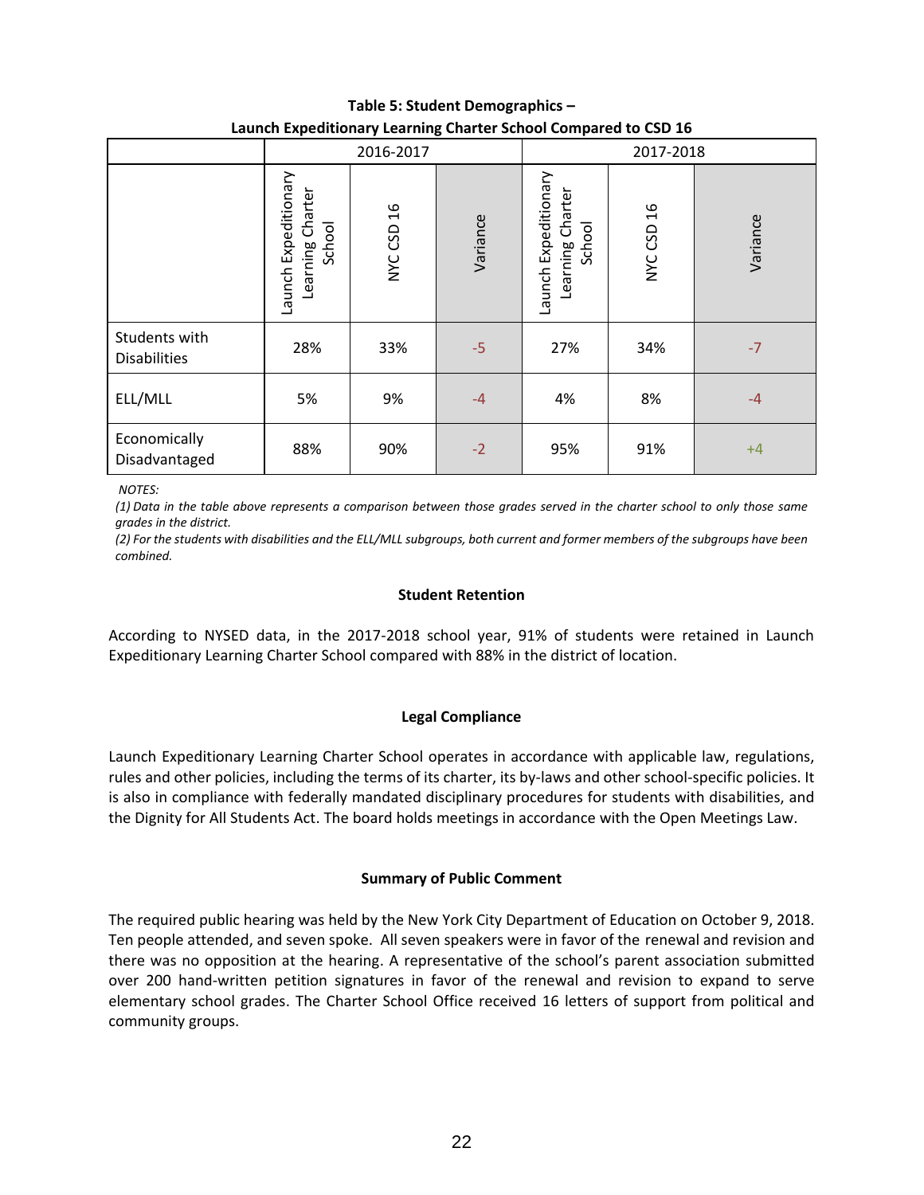**Table 5: Student Demographics –**
**Launch Expeditionary Learning Charter School Compared to CSD 16**

| | 2016-2017 | | | 2017-2018 | | |
|---|---|---|---|---|---|---|
| | Launch Expeditionary Learning Charter School | NYC CSD 16 | Variance | Launch Expeditionary Learning Charter School | NYC CSD 16 | Variance |
| Students with Disabilities | 28% | 33% | -5 | 27% | 34% | -7 |
| ELL/MLL | 5% | 9% | -4 | 4% | 8% | -4 |
| Economically Disadvantaged | 88% | 90% | -2 | 95% | 91% | +4 |

*NOTES:*

*(1) Data in the table above represents a comparison between those grades served in the charter school to only those same grades in the district.*

*(2) For the students with disabilities and the ELL/MLL subgroups, both current and former members of the subgroups have been combined.*

### Student Retention

According to NYSED data, in the 2017-2018 school year, 91% of students were retained in Launch Expeditionary Learning Charter School compared with 88% in the district of location.

### Legal Compliance

Launch Expeditionary Learning Charter School operates in accordance with applicable law, regulations, rules and other policies, including the terms of its charter, its by-laws and other school-specific policies. It is also in compliance with federally mandated disciplinary procedures for students with disabilities, and the Dignity for All Students Act. The board holds meetings in accordance with the Open Meetings Law.

### Summary of Public Comment

The required public hearing was held by the New York City Department of Education on October 9, 2018. Ten people attended, and seven spoke. All seven speakers were in favor of the renewal and revision and there was no opposition at the hearing. A representative of the school's parent association submitted over 200 hand-written petition signatures in favor of the renewal and revision to expand to serve elementary school grades. The Charter School Office received 16 letters of support from political and community groups.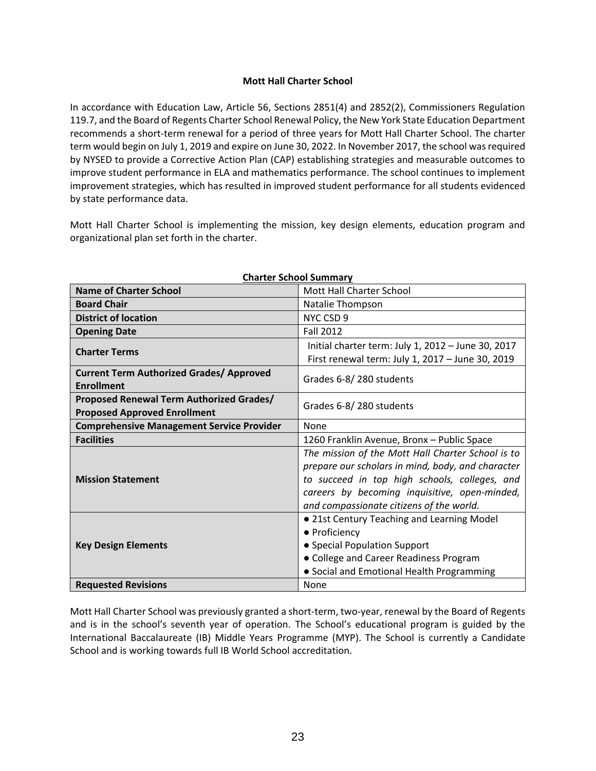# Mott Hall Charter School

In accordance with Education Law, Article 56, Sections 2851(4) and 2852(2), Commissioners Regulation 119.7, and the Board of Regents Charter School Renewal Policy, the New York State Education Department recommends a short-term renewal for a period of three years for Mott Hall Charter School. The charter term would begin on July 1, 2019 and expire on June 30, 2022. In November 2017, the school was required by NYSED to provide a Corrective Action Plan (CAP) establishing strategies and measurable outcomes to improve student performance in ELA and mathematics performance. The school continues to implement improvement strategies, which has resulted in improved student performance for all students evidenced by state performance data.

Mott Hall Charter School is implementing the mission, key design elements, education program and organizational plan set forth in the charter.

**Charter School Summary**

| **Name of Charter School** | Mott Hall Charter School |
|---|---|
| **Board Chair** | Natalie Thompson |
| **District of location** | NYC CSD 9 |
| **Opening Date** | Fall 2012 |
| **Charter Terms** | Initial charter term: July 1, 2012 – June 30, 2017<br>First renewal term: July 1, 2017 – June 30, 2019 |
| **Current Term Authorized Grades/ Approved Enrollment** | Grades 6-8/ 280 students |
| **Proposed Renewal Term Authorized Grades/ Proposed Approved Enrollment** | Grades 6-8/ 280 students |
| **Comprehensive Management Service Provider** | None |
| **Facilities** | 1260 Franklin Avenue, Bronx – Public Space |
| **Mission Statement** | *The mission of the Mott Hall Charter School is to prepare our scholars in mind, body, and character to succeed in top high schools, colleges, and careers by becoming inquisitive, open-minded, and compassionate citizens of the world.* |
| **Key Design Elements** | ● 21st Century Teaching and Learning Model<br>● Proficiency<br>● Special Population Support<br>● College and Career Readiness Program<br>● Social and Emotional Health Programming |
| **Requested Revisions** | None |

Mott Hall Charter School was previously granted a short-term, two-year, renewal by the Board of Regents and is in the school's seventh year of operation. The School's educational program is guided by the International Baccalaureate (IB) Middle Years Programme (MYP). The School is currently a Candidate School and is working towards full IB World School accreditation.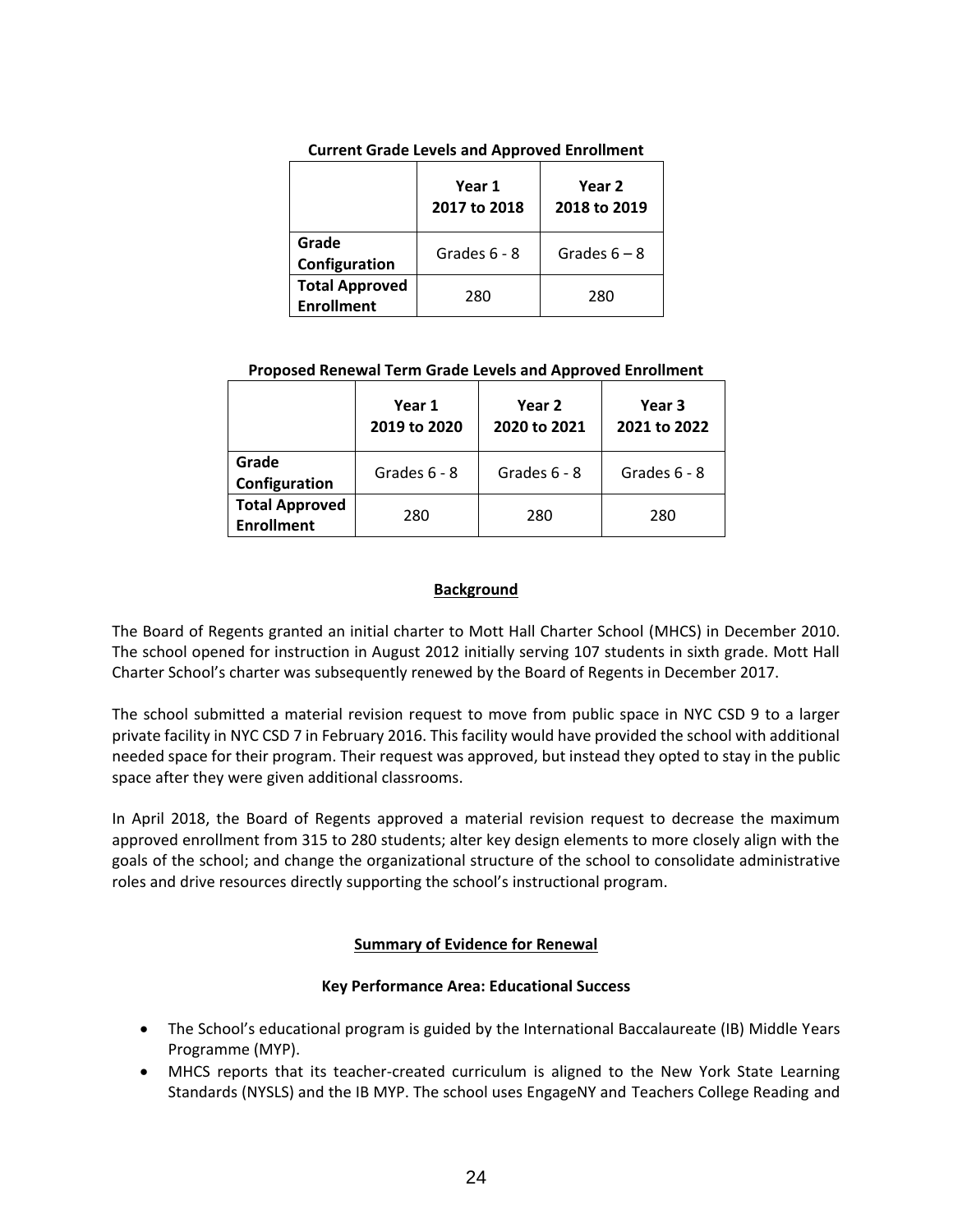**Current Grade Levels and Approved Enrollment**

| | Year 1 2017 to 2018 | Year 2 2018 to 2019 |
|---|---|---|
| **Grade Configuration** | Grades 6 - 8 | Grades 6 – 8 |
| **Total Approved Enrollment** | 280 | 280 |

**Proposed Renewal Term Grade Levels and Approved Enrollment**

| | Year 1 2019 to 2020 | Year 2 2020 to 2021 | Year 3 2021 to 2022 |
|---|---|---|---|
| **Grade Configuration** | Grades 6 - 8 | Grades 6 - 8 | Grades 6 - 8 |
| **Total Approved Enrollment** | 280 | 280 | 280 |

## Background

The Board of Regents granted an initial charter to Mott Hall Charter School (MHCS) in December 2010. The school opened for instruction in August 2012 initially serving 107 students in sixth grade. Mott Hall Charter School's charter was subsequently renewed by the Board of Regents in December 2017.

The school submitted a material revision request to move from public space in NYC CSD 9 to a larger private facility in NYC CSD 7 in February 2016. This facility would have provided the school with additional needed space for their program. Their request was approved, but instead they opted to stay in the public space after they were given additional classrooms.

In April 2018, the Board of Regents approved a material revision request to decrease the maximum approved enrollment from 315 to 280 students; alter key design elements to more closely align with the goals of the school; and change the organizational structure of the school to consolidate administrative roles and drive resources directly supporting the school's instructional program.

## Summary of Evidence for Renewal

### Key Performance Area: Educational Success

- The School's educational program is guided by the International Baccalaureate (IB) Middle Years Programme (MYP).
- MHCS reports that its teacher-created curriculum is aligned to the New York State Learning Standards (NYSLS) and the IB MYP. The school uses EngageNY and Teachers College Reading and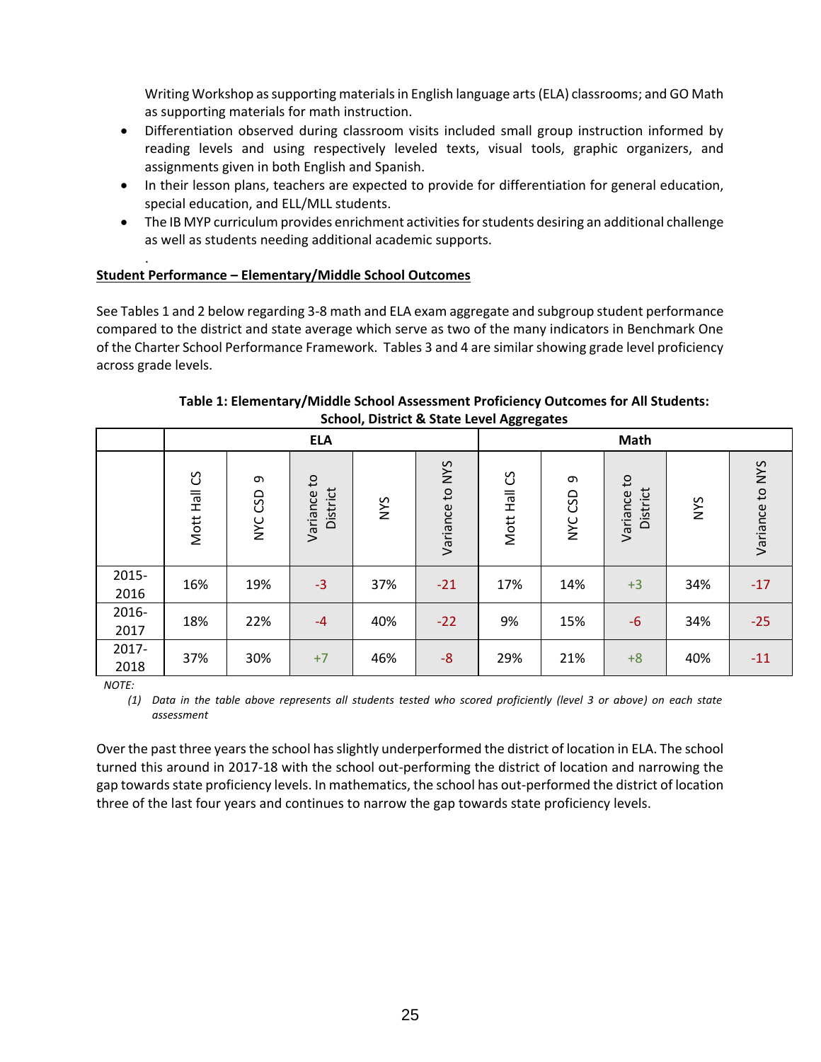Writing Workshop as supporting materials in English language arts (ELA) classrooms; and GO Math as supporting materials for math instruction.

- Differentiation observed during classroom visits included small group instruction informed by reading levels and using respectively leveled texts, visual tools, graphic organizers, and assignments given in both English and Spanish.
- In their lesson plans, teachers are expected to provide for differentiation for general education, special education, and ELL/MLL students.
- The IB MYP curriculum provides enrichment activities for students desiring an additional challenge as well as students needing additional academic supports.

.

**Student Performance – Elementary/Middle School Outcomes**

See Tables 1 and 2 below regarding 3-8 math and ELA exam aggregate and subgroup student performance compared to the district and state average which serve as two of the many indicators in Benchmark One of the Charter School Performance Framework. Tables 3 and 4 are similar showing grade level proficiency across grade levels.

**Table 1: Elementary/Middle School Assessment Proficiency Outcomes for All Students: School, District & State Level Aggregates**

| | ELA | | | | | Math | | | | |
|---|---|---|---|---|---|---|---|---|---|---|
| | Mott Hall CS | NYC CSD 9 | Variance to District | NYS | Variance to NYS | Mott Hall CS | NYC CSD 9 | Variance to District | NYS | Variance to NYS |
| 2015-2016 | 16% | 19% | -3 | 37% | -21 | 17% | 14% | +3 | 34% | -17 |
| 2016-2017 | 18% | 22% | -4 | 40% | -22 | 9% | 15% | -6 | 34% | -25 |
| 2017-2018 | 37% | 30% | +7 | 46% | -8 | 29% | 21% | +8 | 40% | -11 |

*NOTE:*

*(1) Data in the table above represents all students tested who scored proficiently (level 3 or above) on each state assessment*

Over the past three years the school has slightly underperformed the district of location in ELA. The school turned this around in 2017-18 with the school out-performing the district of location and narrowing the gap towards state proficiency levels. In mathematics, the school has out-performed the district of location three of the last four years and continues to narrow the gap towards state proficiency levels.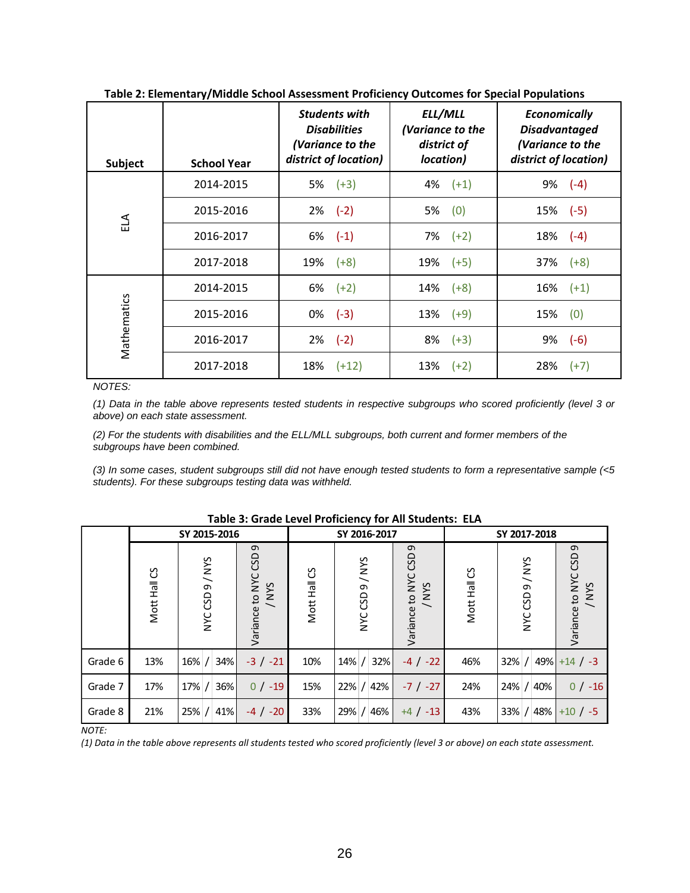**Table 2: Elementary/Middle School Assessment Proficiency Outcomes for Special Populations**

| Subject | School Year | *Students with Disabilities (Variance to the district of location)* | *ELL/MLL (Variance to the district of location)* | *Economically Disadvantaged (Variance to the district of location)* |
|---|---|---|---|---|
| ELA | 2014-2015 | 5% (+3) | 4% (+1) | 9% (-4) |
| | 2015-2016 | 2% (-2) | 5% (0) | 15% (-5) |
| | 2016-2017 | 6% (-1) | 7% (+2) | 18% (-4) |
| | 2017-2018 | 19% (+8) | 19% (+5) | 37% (+8) |
| Mathematics | 2014-2015 | 6% (+2) | 14% (+8) | 16% (+1) |
| | 2015-2016 | 0% (-3) | 13% (+9) | 15% (0) |
| | 2016-2017 | 2% (-2) | 8% (+3) | 9% (-6) |
| | 2017-2018 | 18% (+12) | 13% (+2) | 28% (+7) |

*NOTES:*

*(1) Data in the table above represents tested students in respective subgroups who scored proficiently (level 3 or above) on each state assessment.*

*(2) For the students with disabilities and the ELL/MLL subgroups, both current and former members of the subgroups have been combined.*

*(3) In some cases, student subgroups still did not have enough tested students to form a representative sample (<5 students). For these subgroups testing data was withheld.*

**Table 3: Grade Level Proficiency for All Students: ELA**

| | SY 2015-2016 | | | SY 2016-2017 | | | SY 2017-2018 | | |
|---|---|---|---|---|---|---|---|---|---|
| | Mott Hall CS | NYC CSD 9 / NYS | Variance to NYC CSD 9 / NYS | Mott Hall CS | NYC CSD 9 / NYS | Variance to NYC CSD 9 / NYS | Mott Hall CS | NYC CSD 9 / NYS | Variance to NYC CSD 9 / NYS |
| Grade 6 | 13% | 16% / 34% | -3 / -21 | 10% | 14% / 32% | -4 / -22 | 46% | 32% / 49% | +14 / -3 |
| Grade 7 | 17% | 17% / 36% | 0 / -19 | 15% | 22% / 42% | -7 / -27 | 24% | 24% / 40% | 0 / -16 |
| Grade 8 | 21% | 25% / 41% | -4 / -20 | 33% | 29% / 46% | +4 / -13 | 43% | 33% / 48% | +10 / -5 |

*NOTE:*

*(1) Data in the table above represents all students tested who scored proficiently (level 3 or above) on each state assessment.*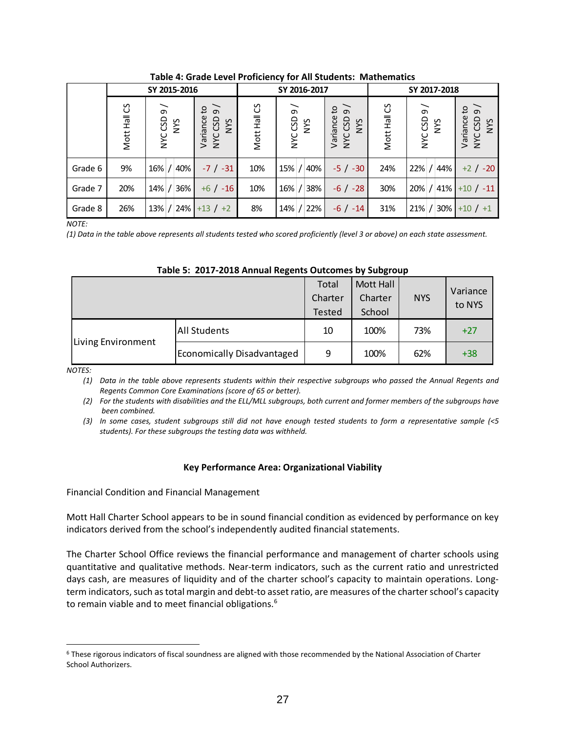**Table 4: Grade Level Proficiency for All Students: Mathematics**

| | SY 2015-2016 | | | SY 2016-2017 | | | SY 2017-2018 | | |
|---|---|---|---|---|---|---|---|---|---|
| | Mott Hall CS | NYC CSD 9 / NYS | Variance to NYC CSD 9 / NYS | Mott Hall CS | NYC CSD 9 / NYS | Variance to NYC CSD 9 / NYS | Mott Hall CS | NYC CSD 9 / NYS | Variance to NYC CSD 9 / NYS |
| Grade 6 | 9% | 16% / 40% | -7 / -31 | 10% | 15% / 40% | -5 / -30 | 24% | 22% / 44% | +2 / -20 |
| Grade 7 | 20% | 14% / 36% | +6 / -16 | 10% | 16% / 38% | -6 / -28 | 30% | 20% / 41% | +10 / -11 |
| Grade 8 | 26% | 13% / 24% | +13 / +2 | 8% | 14% / 22% | -6 / -14 | 31% | 21% / 30% | +10 / +1 |

*NOTE:*

*(1) Data in the table above represents all students tested who scored proficiently (level 3 or above) on each state assessment.*

**Table 5: 2017-2018 Annual Regents Outcomes by Subgroup**

| | | Total Charter Tested | Mott Hall Charter School | NYS | Variance to NYS |
|---|---|---|---|---|---|
| Living Environment | All Students | 10 | 100% | 73% | +27 |
| | Economically Disadvantaged | 9 | 100% | 62% | +38 |

*NOTES:*

*(1) Data in the table above represents students within their respective subgroups who passed the Annual Regents and Regents Common Core Examinations (score of 65 or better).*

*(2) For the students with disabilities and the ELL/MLL subgroups, both current and former members of the subgroups have been combined.*

*(3) In some cases, student subgroups still did not have enough tested students to form a representative sample (<5 students). For these subgroups the testing data was withheld.*

**Key Performance Area: Organizational Viability**

Financial Condition and Financial Management

Mott Hall Charter School appears to be in sound financial condition as evidenced by performance on key indicators derived from the school's independently audited financial statements.

The Charter School Office reviews the financial performance and management of charter schools using quantitative and qualitative methods. Near-term indicators, such as the current ratio and unrestricted days cash, are measures of liquidity and of the charter school's capacity to maintain operations. Long-term indicators, such as total margin and debt-to asset ratio, are measures of the charter school's capacity to remain viable and to meet financial obligations.[6]

[6] These rigorous indicators of fiscal soundness are aligned with those recommended by the National Association of Charter School Authorizers.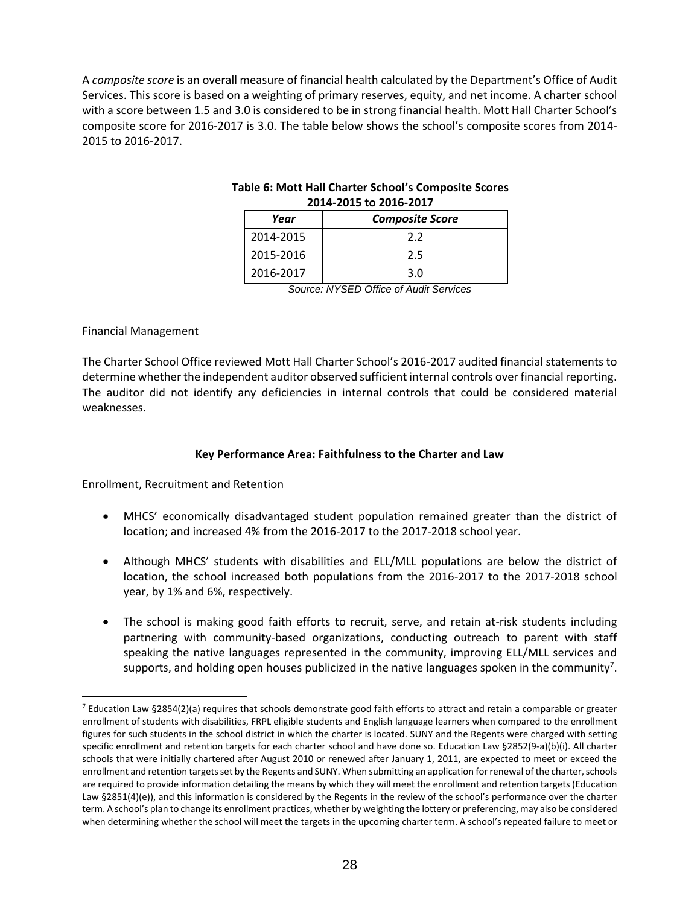A *composite score* is an overall measure of financial health calculated by the Department's Office of Audit Services. This score is based on a weighting of primary reserves, equity, and net income. A charter school with a score between 1.5 and 3.0 is considered to be in strong financial health. Mott Hall Charter School's composite score for 2016-2017 is 3.0. The table below shows the school's composite scores from 2014-2015 to 2016-2017.

**Table 6: Mott Hall Charter School's Composite Scores 2014-2015 to 2016-2017**

| *Year* | *Composite Score* |
|---|---|
| 2014-2015 | 2.2 |
| 2015-2016 | 2.5 |
| 2016-2017 | 3.0 |

*Source: NYSED Office of Audit Services*

Financial Management

The Charter School Office reviewed Mott Hall Charter School's 2016-2017 audited financial statements to determine whether the independent auditor observed sufficient internal controls over financial reporting. The auditor did not identify any deficiencies in internal controls that could be considered material weaknesses.

**Key Performance Area: Faithfulness to the Charter and Law**

Enrollment, Recruitment and Retention

- MHCS' economically disadvantaged student population remained greater than the district of location; and increased 4% from the 2016-2017 to the 2017-2018 school year.
- Although MHCS' students with disabilities and ELL/MLL populations are below the district of location, the school increased both populations from the 2016-2017 to the 2017-2018 school year, by 1% and 6%, respectively.
- The school is making good faith efforts to recruit, serve, and retain at-risk students including partnering with community-based organizations, conducting outreach to parent with staff speaking the native languages represented in the community, improving ELL/MLL services and supports, and holding open houses publicized in the native languages spoken in the community[7].

[7] Education Law §2854(2)(a) requires that schools demonstrate good faith efforts to attract and retain a comparable or greater enrollment of students with disabilities, FRPL eligible students and English language learners when compared to the enrollment figures for such students in the school district in which the charter is located. SUNY and the Regents were charged with setting specific enrollment and retention targets for each charter school and have done so. Education Law §2852(9-a)(b)(i). All charter schools that were initially chartered after August 2010 or renewed after January 1, 2011, are expected to meet or exceed the enrollment and retention targets set by the Regents and SUNY. When submitting an application for renewal of the charter, schools are required to provide information detailing the means by which they will meet the enrollment and retention targets (Education Law §2851(4)(e)), and this information is considered by the Regents in the review of the school's performance over the charter term. A school's plan to change its enrollment practices, whether by weighting the lottery or preferencing, may also be considered when determining whether the school will meet the targets in the upcoming charter term. A school's repeated failure to meet or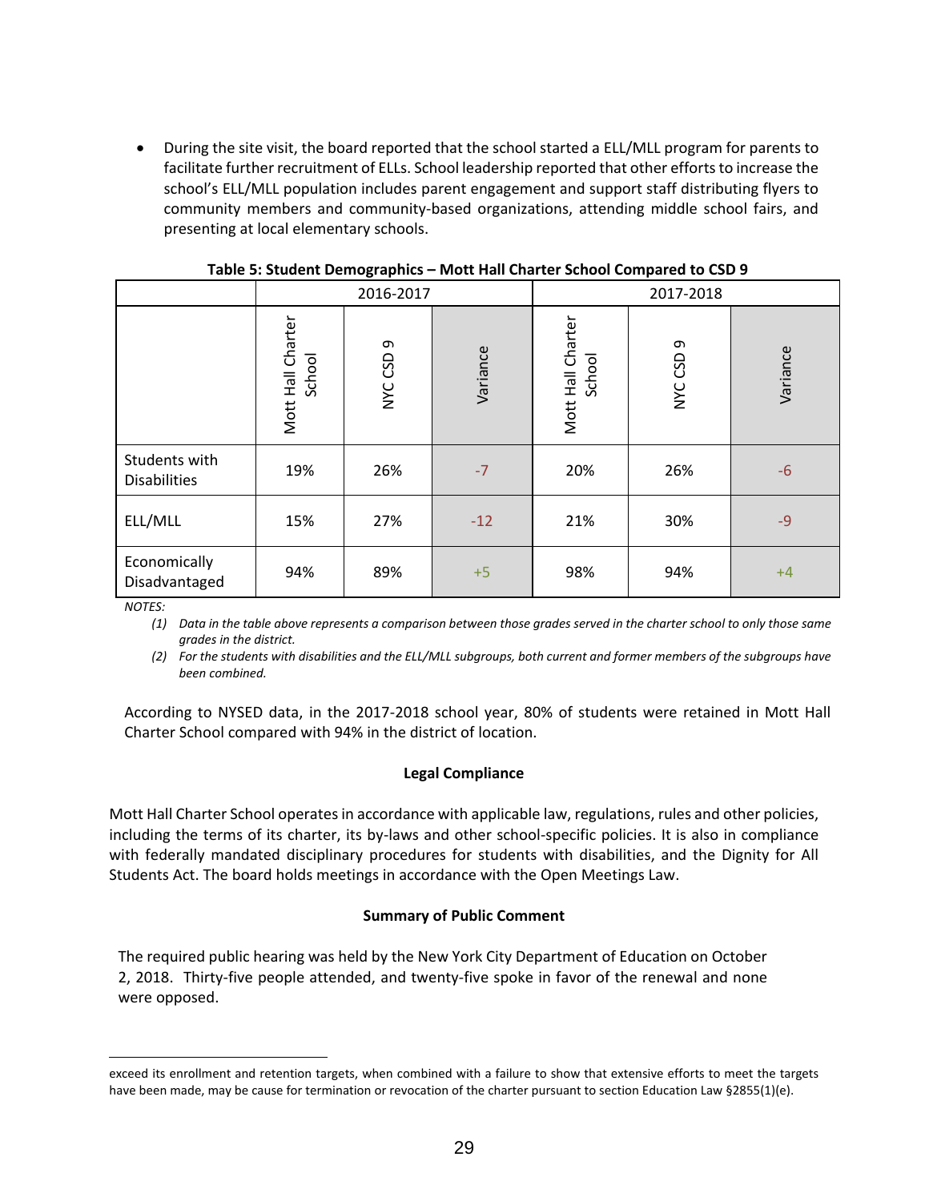- During the site visit, the board reported that the school started a ELL/MLL program for parents to facilitate further recruitment of ELLs. School leadership reported that other efforts to increase the school's ELL/MLL population includes parent engagement and support staff distributing flyers to community members and community-based organizations, attending middle school fairs, and presenting at local elementary schools.

**Table 5: Student Demographics – Mott Hall Charter School Compared to CSD 9**

| | 2016-2017 | | | 2017-2018 | | |
|---|---|---|---|---|---|---|
| | Mott Hall Charter School | NYC CSD 9 | Variance | Mott Hall Charter School | NYC CSD 9 | Variance |
| Students with Disabilities | 19% | 26% | -7 | 20% | 26% | -6 |
| ELL/MLL | 15% | 27% | -12 | 21% | 30% | -9 |
| Economically Disadvantaged | 94% | 89% | +5 | 98% | 94% | +4 |

*NOTES:*

*(1) Data in the table above represents a comparison between those grades served in the charter school to only those same grades in the district.*

*(2) For the students with disabilities and the ELL/MLL subgroups, both current and former members of the subgroups have been combined.*

According to NYSED data, in the 2017-2018 school year, 80% of students were retained in Mott Hall Charter School compared with 94% in the district of location.

**Legal Compliance**

Mott Hall Charter School operates in accordance with applicable law, regulations, rules and other policies, including the terms of its charter, its by-laws and other school-specific policies. It is also in compliance with federally mandated disciplinary procedures for students with disabilities, and the Dignity for All Students Act. The board holds meetings in accordance with the Open Meetings Law.

**Summary of Public Comment**

The required public hearing was held by the New York City Department of Education on October 2, 2018. Thirty-five people attended, and twenty-five spoke in favor of the renewal and none were opposed.

---

exceed its enrollment and retention targets, when combined with a failure to show that extensive efforts to meet the targets have been made, may be cause for termination or revocation of the charter pursuant to section Education Law §2855(1)(e).